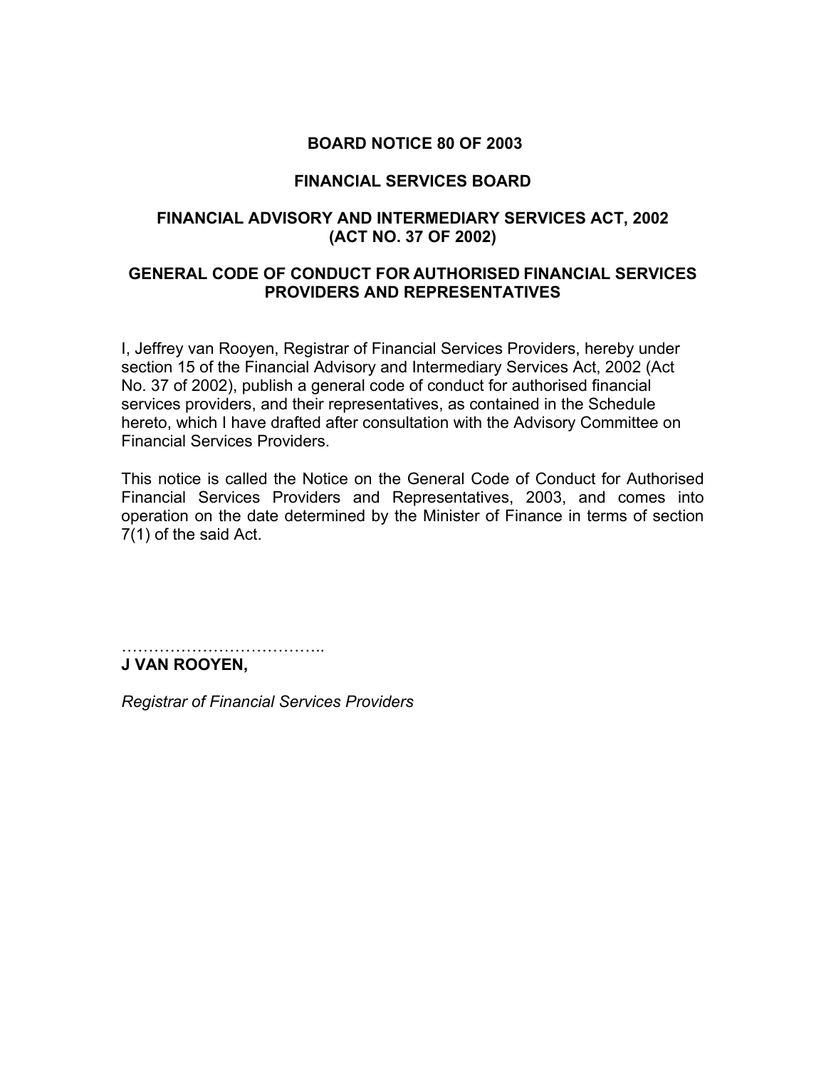# BOARD NOTICE 80 OF 2003

## FINANCIAL SERVICES BOARD

## FINANCIAL ADVISORY AND INTERMEDIARY SERVICES ACT, 2002 (ACT NO. 37 OF 2002)

## GENERAL CODE OF CONDUCT FOR AUTHORISED FINANCIAL SERVICES PROVIDERS AND REPRESENTATIVES

I, Jeffrey van Rooyen, Registrar of Financial Services Providers, hereby under section 15 of the Financial Advisory and Intermediary Services Act, 2002 (Act No. 37 of 2002), publish a general code of conduct for authorised financial services providers, and their representatives, as contained in the Schedule hereto, which I have drafted after consultation with the Advisory Committee on Financial Services Providers.

This notice is called the Notice on the General Code of Conduct for Authorised Financial Services Providers and Representatives, 2003, and comes into operation on the date determined by the Minister of Finance in terms of section 7(1) of the said Act.

………………………………..

**J VAN ROOYEN,**

*Registrar of Financial Services Providers*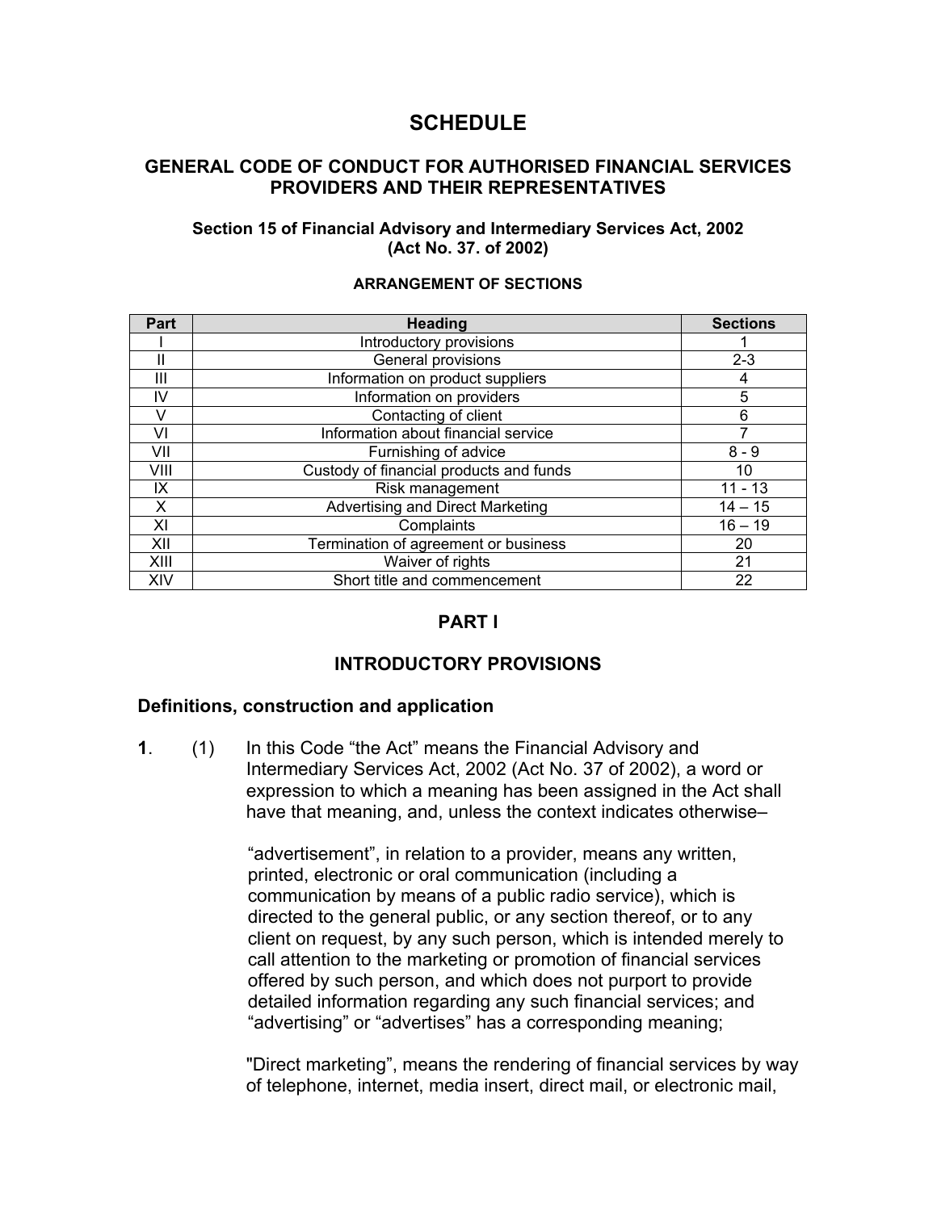# SCHEDULE

## GENERAL CODE OF CONDUCT FOR AUTHORISED FINANCIAL SERVICES PROVIDERS AND THEIR REPRESENTATIVES

### Section 15 of Financial Advisory and Intermediary Services Act, 2002 (Act No. 37. of 2002)

#### ARRANGEMENT OF SECTIONS

| Part | Heading | Sections |
|---|---|---|
| I | Introductory provisions | 1 |
| II | General provisions | 2-3 |
| III | Information on product suppliers | 4 |
| IV | Information on providers | 5 |
| V | Contacting of client | 6 |
| VI | Information about financial service | 7 |
| VII | Furnishing of advice | 8 - 9 |
| VIII | Custody of financial products and funds | 10 |
| IX | Risk management | 11 - 13 |
| X | Advertising and Direct Marketing | 14 – 15 |
| XI | Complaints | 16 – 19 |
| XII | Termination of agreement or business | 20 |
| XIII | Waiver of rights | 21 |
| XIV | Short title and commencement | 22 |

## PART I

## INTRODUCTORY PROVISIONS

### Definitions, construction and application

**1**. (1) In this Code "the Act" means the Financial Advisory and Intermediary Services Act, 2002 (Act No. 37 of 2002), a word or expression to which a meaning has been assigned in the Act shall have that meaning, and, unless the context indicates otherwise–

"advertisement", in relation to a provider, means any written, printed, electronic or oral communication (including a communication by means of a public radio service), which is directed to the general public, or any section thereof, or to any client on request, by any such person, which is intended merely to call attention to the marketing or promotion of financial services offered by such person, and which does not purport to provide detailed information regarding any such financial services; and "advertising" or "advertises" has a corresponding meaning;

"Direct marketing", means the rendering of financial services by way of telephone, internet, media insert, direct mail, or electronic mail,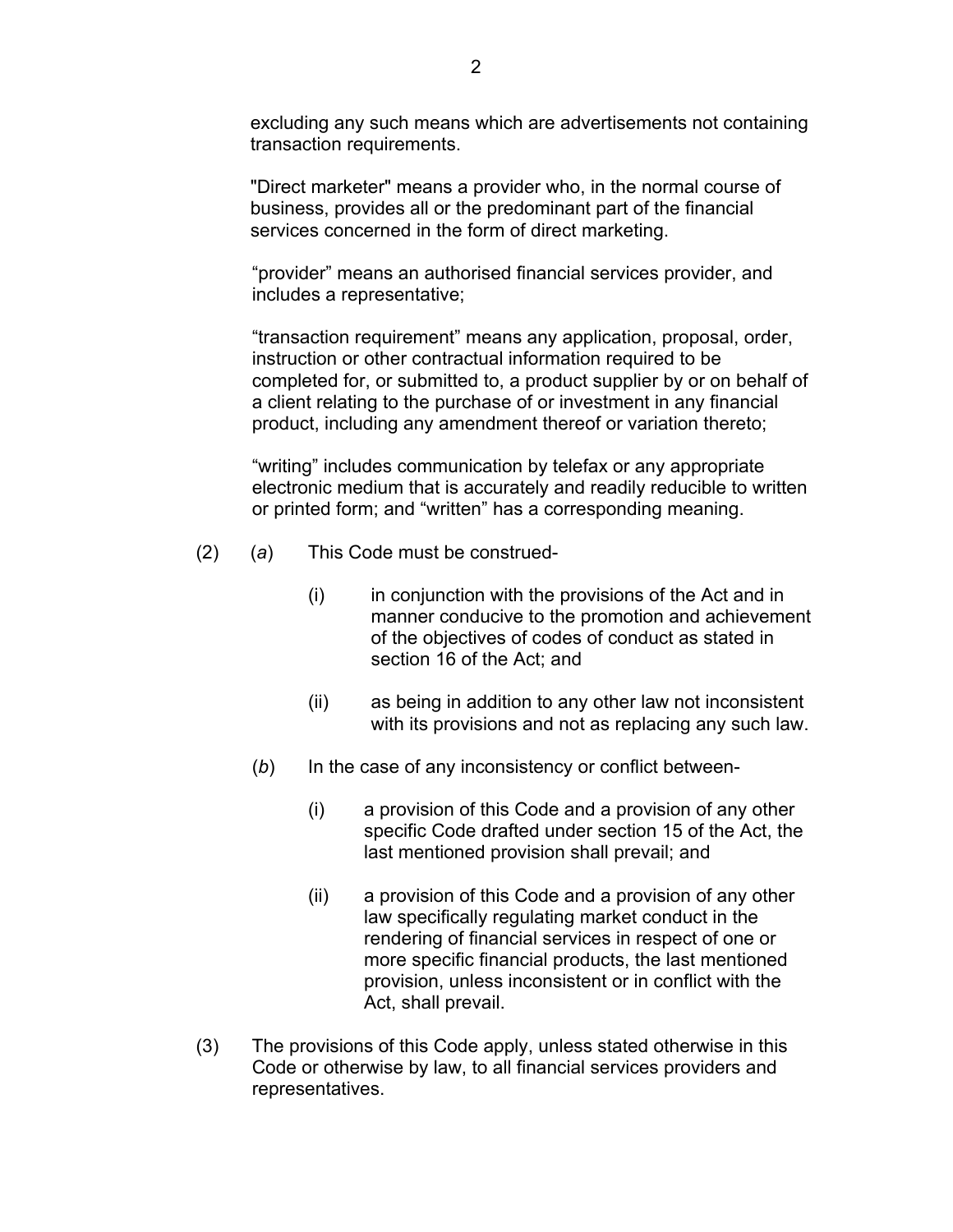excluding any such means which are advertisements not containing transaction requirements.

"Direct marketer" means a provider who, in the normal course of business, provides all or the predominant part of the financial services concerned in the form of direct marketing.

“provider” means an authorised financial services provider, and includes a representative;

“transaction requirement” means any application, proposal, order, instruction or other contractual information required to be completed for, or submitted to, a product supplier by or on behalf of a client relating to the purchase of or investment in any financial product, including any amendment thereof or variation thereto;

“writing” includes communication by telefax or any appropriate electronic medium that is accurately and readily reducible to written or printed form; and “written” has a corresponding meaning.

(2) (*a*) This Code must be construed-

(i) in conjunction with the provisions of the Act and in manner conducive to the promotion and achievement of the objectives of codes of conduct as stated in section 16 of the Act; and

(ii) as being in addition to any other law not inconsistent with its provisions and not as replacing any such law.

(*b*) In the case of any inconsistency or conflict between-

(i) a provision of this Code and a provision of any other specific Code drafted under section 15 of the Act, the last mentioned provision shall prevail; and

(ii) a provision of this Code and a provision of any other law specifically regulating market conduct in the rendering of financial services in respect of one or more specific financial products, the last mentioned provision, unless inconsistent or in conflict with the Act, shall prevail.

(3) The provisions of this Code apply, unless stated otherwise in this Code or otherwise by law, to all financial services providers and representatives.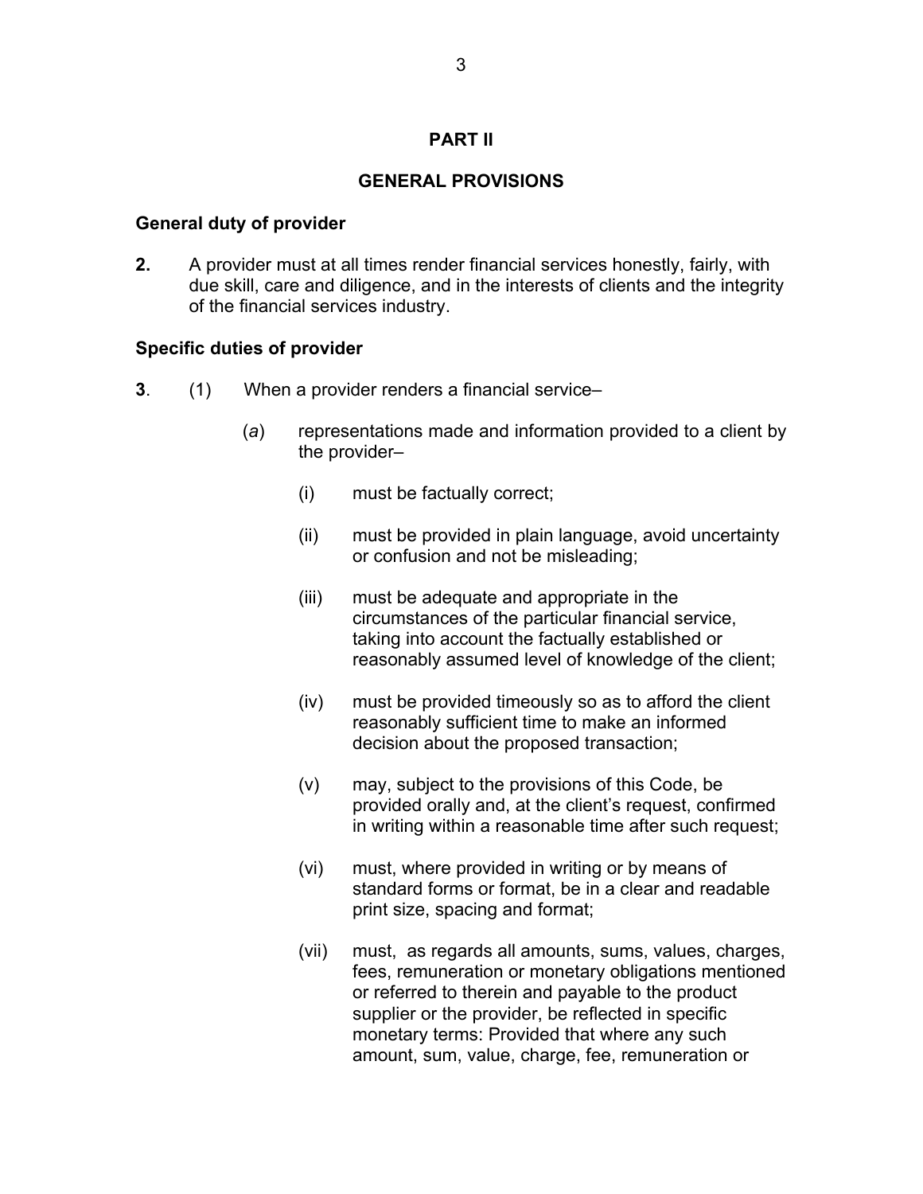## PART II

## GENERAL PROVISIONS

### General duty of provider

**2.** A provider must at all times render financial services honestly, fairly, with due skill, care and diligence, and in the interests of clients and the integrity of the financial services industry.

### Specific duties of provider

**3**. (1) When a provider renders a financial service–

(*a*) representations made and information provided to a client by the provider–

(i) must be factually correct;

(ii) must be provided in plain language, avoid uncertainty or confusion and not be misleading;

(iii) must be adequate and appropriate in the circumstances of the particular financial service, taking into account the factually established or reasonably assumed level of knowledge of the client;

(iv) must be provided timeously so as to afford the client reasonably sufficient time to make an informed decision about the proposed transaction;

(v) may, subject to the provisions of this Code, be provided orally and, at the client's request, confirmed in writing within a reasonable time after such request;

(vi) must, where provided in writing or by means of standard forms or format, be in a clear and readable print size, spacing and format;

(vii) must, as regards all amounts, sums, values, charges, fees, remuneration or monetary obligations mentioned or referred to therein and payable to the product supplier or the provider, be reflected in specific monetary terms: Provided that where any such amount, sum, value, charge, fee, remuneration or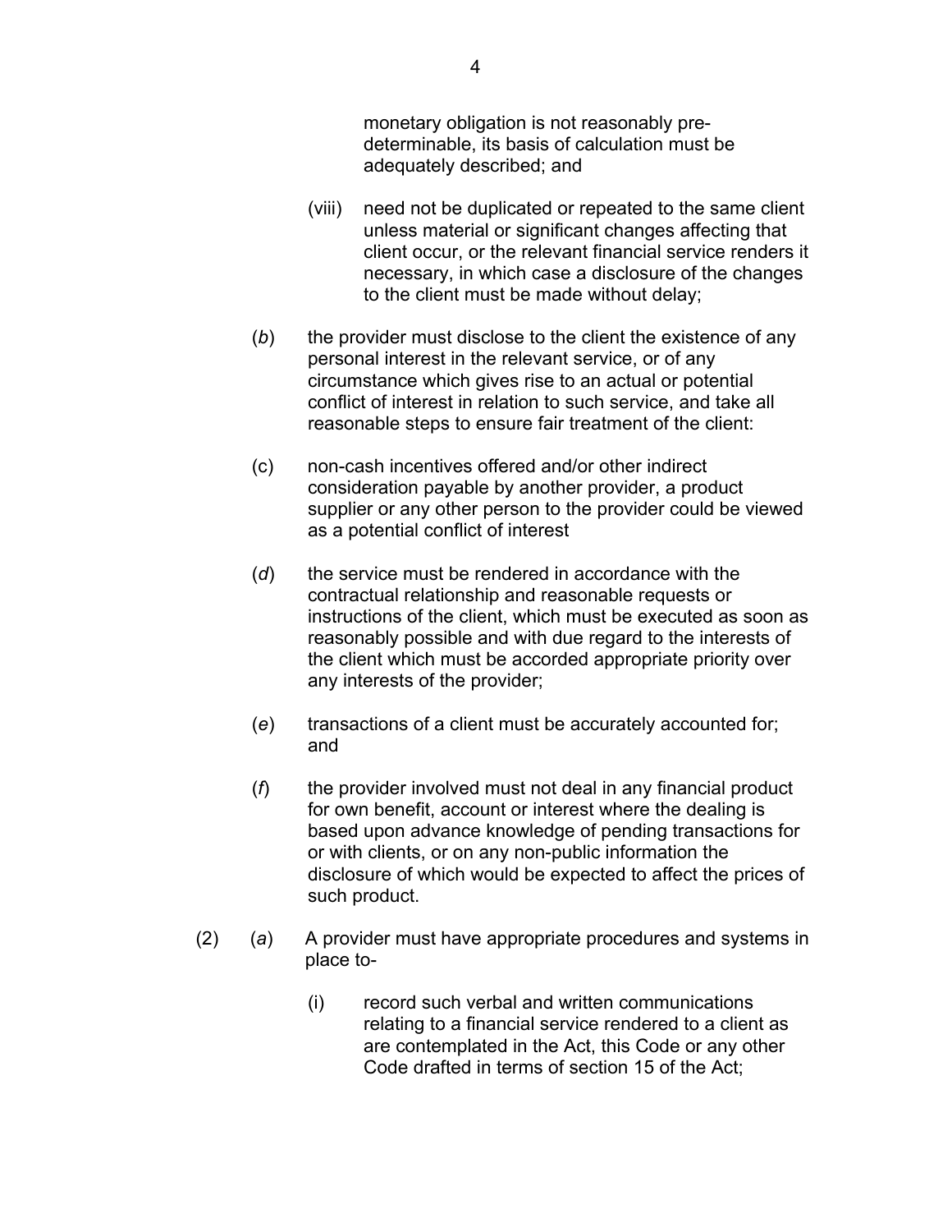monetary obligation is not reasonably pre-determinable, its basis of calculation must be adequately described; and

(viii) need not be duplicated or repeated to the same client unless material or significant changes affecting that client occur, or the relevant financial service renders it necessary, in which case a disclosure of the changes to the client must be made without delay;

(*b*) the provider must disclose to the client the existence of any personal interest in the relevant service, or of any circumstance which gives rise to an actual or potential conflict of interest in relation to such service, and take all reasonable steps to ensure fair treatment of the client:

(c) non-cash incentives offered and/or other indirect consideration payable by another provider, a product supplier or any other person to the provider could be viewed as a potential conflict of interest

(*d*) the service must be rendered in accordance with the contractual relationship and reasonable requests or instructions of the client, which must be executed as soon as reasonably possible and with due regard to the interests of the client which must be accorded appropriate priority over any interests of the provider;

(*e*) transactions of a client must be accurately accounted for; and

(*f*) the provider involved must not deal in any financial product for own benefit, account or interest where the dealing is based upon advance knowledge of pending transactions for or with clients, or on any non-public information the disclosure of which would be expected to affect the prices of such product.

(2) (*a*) A provider must have appropriate procedures and systems in place to-

(i) record such verbal and written communications relating to a financial service rendered to a client as are contemplated in the Act, this Code or any other Code drafted in terms of section 15 of the Act;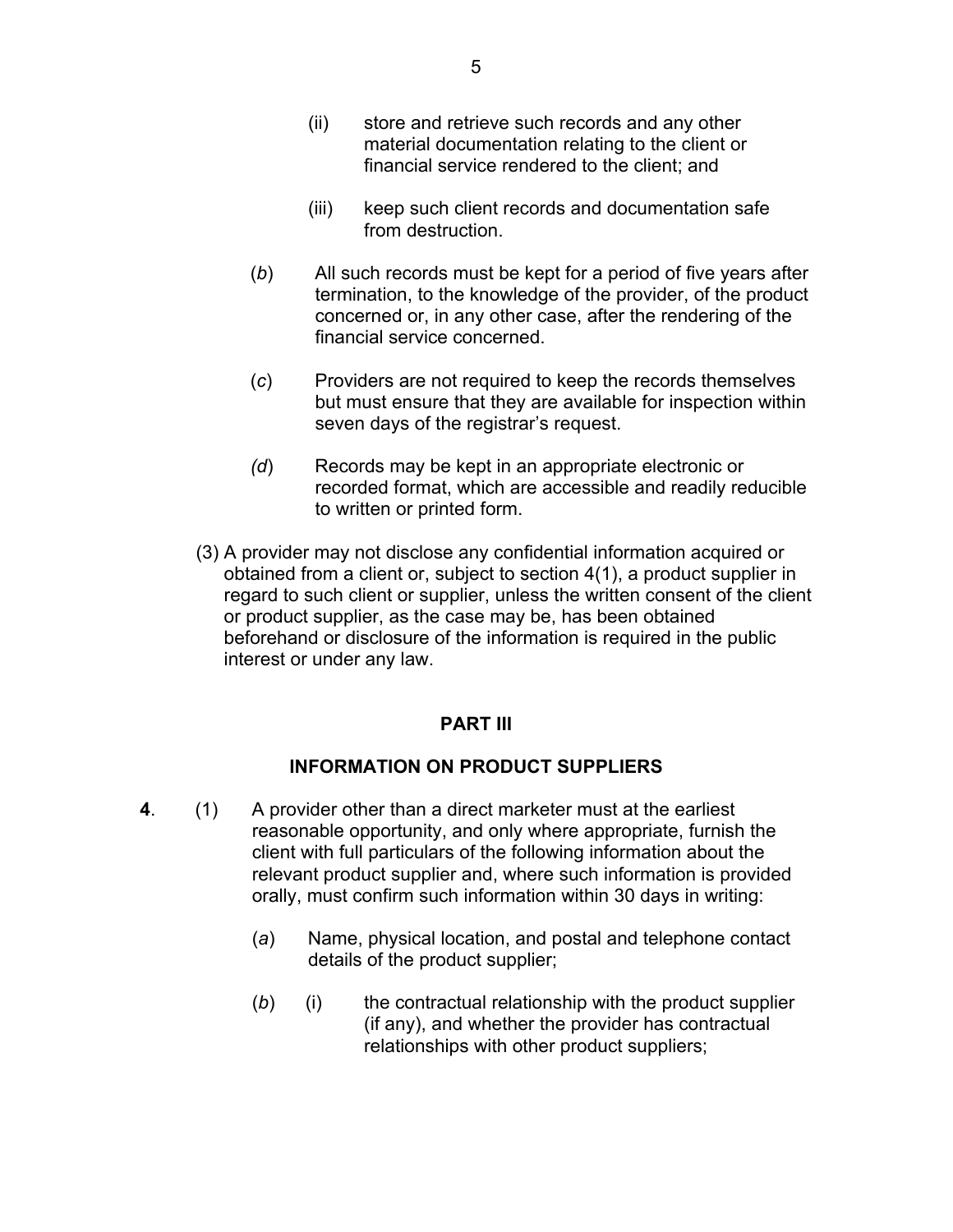(ii) store and retrieve such records and any other material documentation relating to the client or financial service rendered to the client; and

(iii) keep such client records and documentation safe from destruction.

(*b*) All such records must be kept for a period of five years after termination, to the knowledge of the provider, of the product concerned or, in any other case, after the rendering of the financial service concerned.

(*c*) Providers are not required to keep the records themselves but must ensure that they are available for inspection within seven days of the registrar's request.

(*d*) Records may be kept in an appropriate electronic or recorded format, which are accessible and readily reducible to written or printed form.

(3) A provider may not disclose any confidential information acquired or obtained from a client or, subject to section 4(1), a product supplier in regard to such client or supplier, unless the written consent of the client or product supplier, as the case may be, has been obtained beforehand or disclosure of the information is required in the public interest or under any law.

## PART III

## INFORMATION ON PRODUCT SUPPLIERS

**4**. (1) A provider other than a direct marketer must at the earliest reasonable opportunity, and only where appropriate, furnish the client with full particulars of the following information about the relevant product supplier and, where such information is provided orally, must confirm such information within 30 days in writing:

(*a*) Name, physical location, and postal and telephone contact details of the product supplier;

(*b*) (i) the contractual relationship with the product supplier (if any), and whether the provider has contractual relationships with other product suppliers;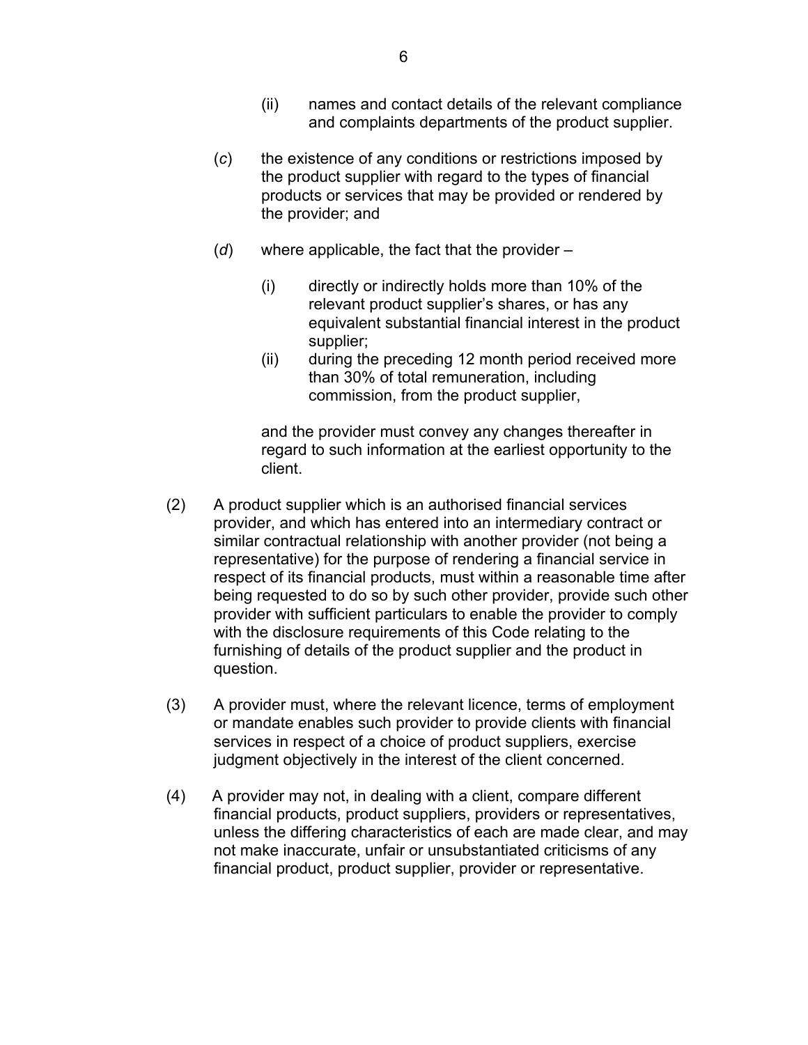(ii) names and contact details of the relevant compliance and complaints departments of the product supplier.

(*c*) the existence of any conditions or restrictions imposed by the product supplier with regard to the types of financial products or services that may be provided or rendered by the provider; and

(*d*) where applicable, the fact that the provider –

(i) directly or indirectly holds more than 10% of the relevant product supplier's shares, or has any equivalent substantial financial interest in the product supplier;

(ii) during the preceding 12 month period received more than 30% of total remuneration, including commission, from the product supplier,

and the provider must convey any changes thereafter in regard to such information at the earliest opportunity to the client.

(2) A product supplier which is an authorised financial services provider, and which has entered into an intermediary contract or similar contractual relationship with another provider (not being a representative) for the purpose of rendering a financial service in respect of its financial products, must within a reasonable time after being requested to do so by such other provider, provide such other provider with sufficient particulars to enable the provider to comply with the disclosure requirements of this Code relating to the furnishing of details of the product supplier and the product in question.

(3) A provider must, where the relevant licence, terms of employment or mandate enables such provider to provide clients with financial services in respect of a choice of product suppliers, exercise judgment objectively in the interest of the client concerned.

(4) A provider may not, in dealing with a client, compare different financial products, product suppliers, providers or representatives, unless the differing characteristics of each are made clear, and may not make inaccurate, unfair or unsubstantiated criticisms of any financial product, product supplier, provider or representative.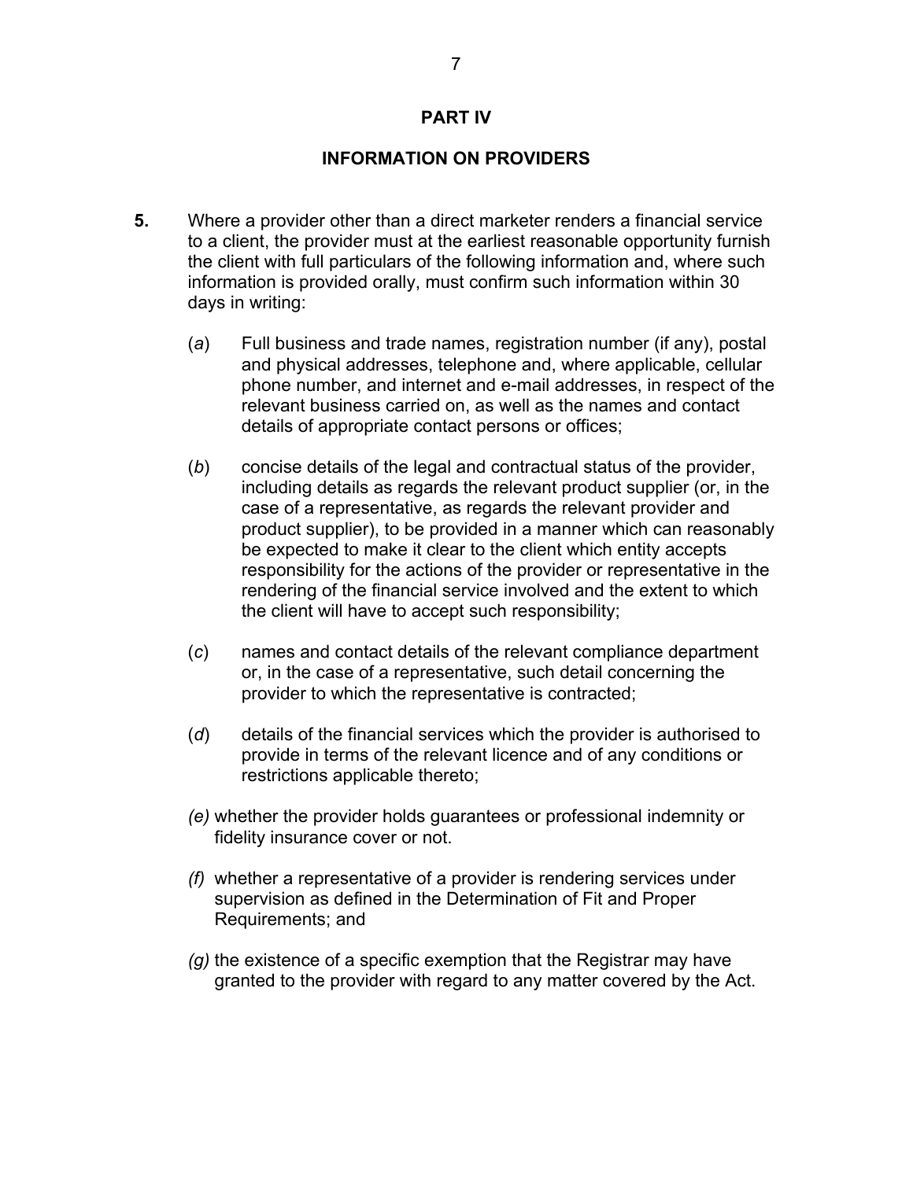## PART IV

## INFORMATION ON PROVIDERS

**5.** Where a provider other than a direct marketer renders a financial service to a client, the provider must at the earliest reasonable opportunity furnish the client with full particulars of the following information and, where such information is provided orally, must confirm such information within 30 days in writing:

(*a*) Full business and trade names, registration number (if any), postal and physical addresses, telephone and, where applicable, cellular phone number, and internet and e-mail addresses, in respect of the relevant business carried on, as well as the names and contact details of appropriate contact persons or offices;

(*b*) concise details of the legal and contractual status of the provider, including details as regards the relevant product supplier (or, in the case of a representative, as regards the relevant provider and product supplier), to be provided in a manner which can reasonably be expected to make it clear to the client which entity accepts responsibility for the actions of the provider or representative in the rendering of the financial service involved and the extent to which the client will have to accept such responsibility;

(*c*) names and contact details of the relevant compliance department or, in the case of a representative, such detail concerning the provider to which the representative is contracted;

(*d*) details of the financial services which the provider is authorised to provide in terms of the relevant licence and of any conditions or restrictions applicable thereto;

*(e)* whether the provider holds guarantees or professional indemnity or fidelity insurance cover or not.

*(f)* whether a representative of a provider is rendering services under supervision as defined in the Determination of Fit and Proper Requirements; and

*(g)* the existence of a specific exemption that the Registrar may have granted to the provider with regard to any matter covered by the Act.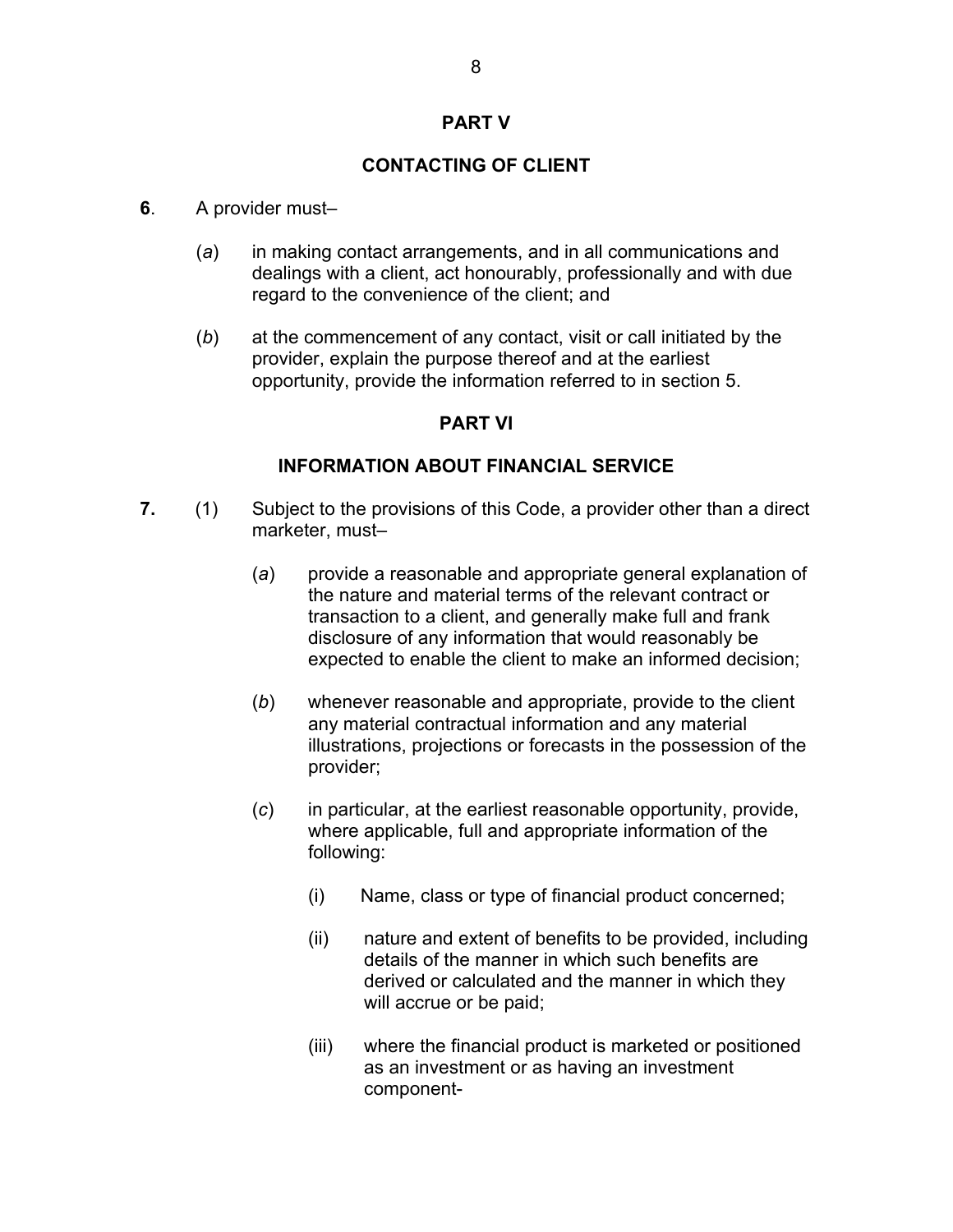## PART V

## CONTACTING OF CLIENT

**6**. A provider must–

(*a*) in making contact arrangements, and in all communications and dealings with a client, act honourably, professionally and with due regard to the convenience of the client; and

(*b*) at the commencement of any contact, visit or call initiated by the provider, explain the purpose thereof and at the earliest opportunity, provide the information referred to in section 5.

## PART VI

## INFORMATION ABOUT FINANCIAL SERVICE

**7.** (1) Subject to the provisions of this Code, a provider other than a direct marketer, must–

(*a*) provide a reasonable and appropriate general explanation of the nature and material terms of the relevant contract or transaction to a client, and generally make full and frank disclosure of any information that would reasonably be expected to enable the client to make an informed decision;

(*b*) whenever reasonable and appropriate, provide to the client any material contractual information and any material illustrations, projections or forecasts in the possession of the provider;

(*c*) in particular, at the earliest reasonable opportunity, provide, where applicable, full and appropriate information of the following:

(i) Name, class or type of financial product concerned;

(ii) nature and extent of benefits to be provided, including details of the manner in which such benefits are derived or calculated and the manner in which they will accrue or be paid;

(iii) where the financial product is marketed or positioned as an investment or as having an investment component-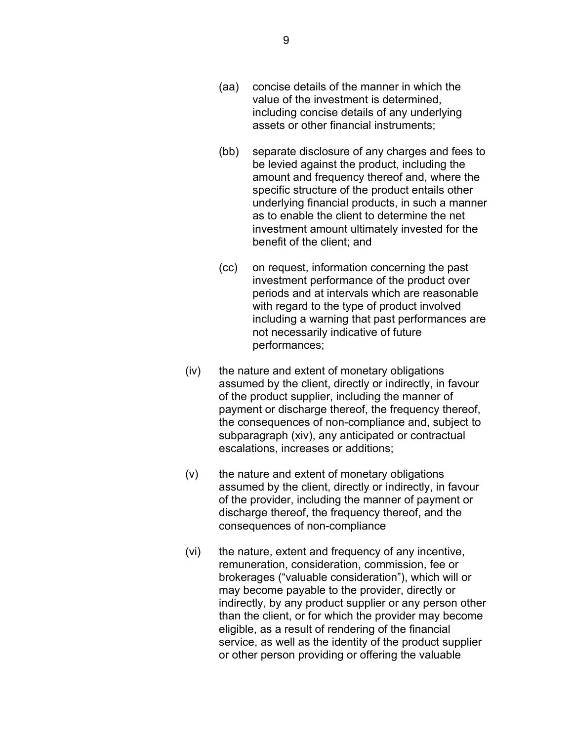(aa) concise details of the manner in which the value of the investment is determined, including concise details of any underlying assets or other financial instruments;

(bb) separate disclosure of any charges and fees to be levied against the product, including the amount and frequency thereof and, where the specific structure of the product entails other underlying financial products, in such a manner as to enable the client to determine the net investment amount ultimately invested for the benefit of the client; and

(cc) on request, information concerning the past investment performance of the product over periods and at intervals which are reasonable with regard to the type of product involved including a warning that past performances are not necessarily indicative of future performances;

(iv) the nature and extent of monetary obligations assumed by the client, directly or indirectly, in favour of the product supplier, including the manner of payment or discharge thereof, the frequency thereof, the consequences of non-compliance and, subject to subparagraph (xiv), any anticipated or contractual escalations, increases or additions;

(v) the nature and extent of monetary obligations assumed by the client, directly or indirectly, in favour of the provider, including the manner of payment or discharge thereof, the frequency thereof, and the consequences of non-compliance

(vi) the nature, extent and frequency of any incentive, remuneration, consideration, commission, fee or brokerages ("valuable consideration"), which will or may become payable to the provider, directly or indirectly, by any product supplier or any person other than the client, or for which the provider may become eligible, as a result of rendering of the financial service, as well as the identity of the product supplier or other person providing or offering the valuable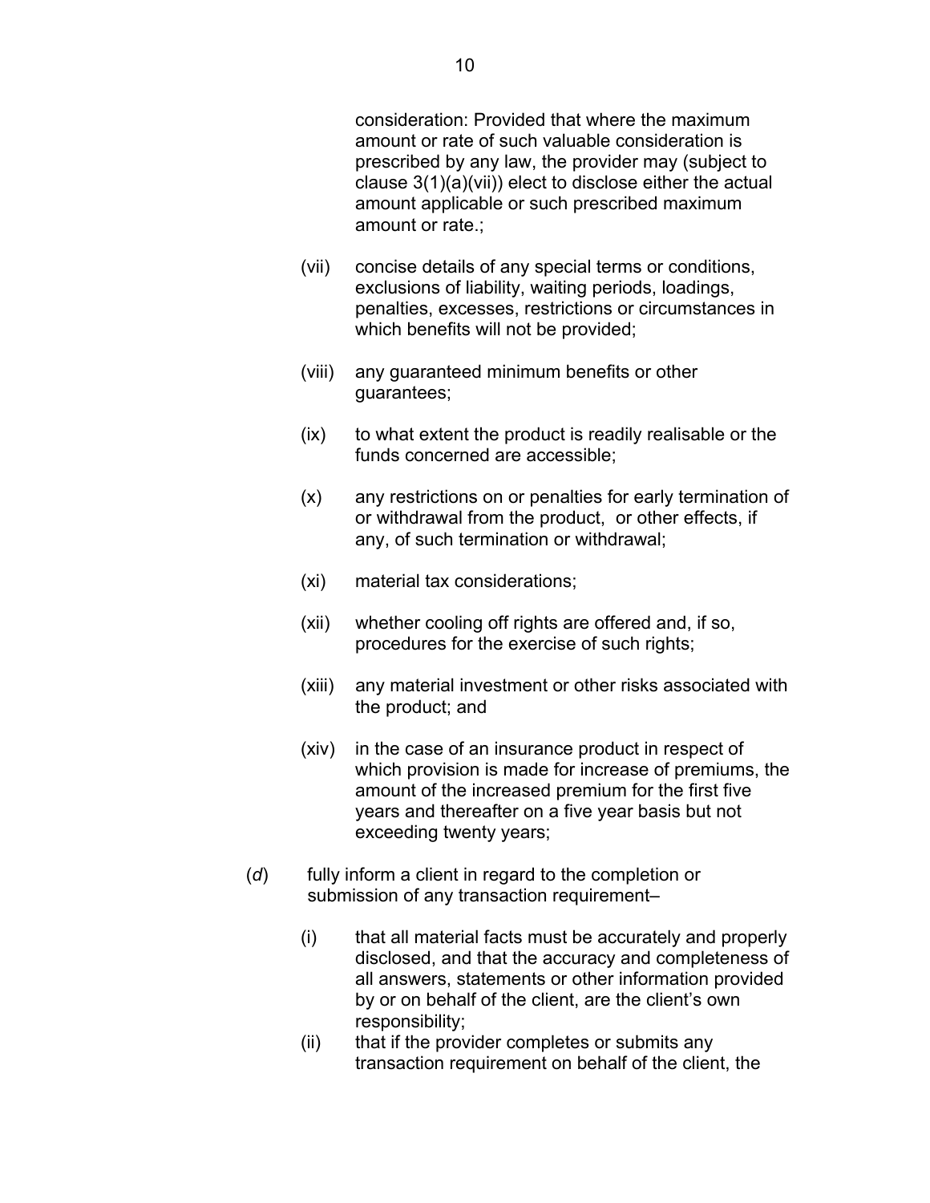consideration: Provided that where the maximum amount or rate of such valuable consideration is prescribed by any law, the provider may (subject to clause 3(1)(a)(vii)) elect to disclose either the actual amount applicable or such prescribed maximum amount or rate.;

(vii) concise details of any special terms or conditions, exclusions of liability, waiting periods, loadings, penalties, excesses, restrictions or circumstances in which benefits will not be provided;

(viii) any guaranteed minimum benefits or other guarantees;

(ix) to what extent the product is readily realisable or the funds concerned are accessible;

(x) any restrictions on or penalties for early termination of or withdrawal from the product, or other effects, if any, of such termination or withdrawal;

(xi) material tax considerations;

(xii) whether cooling off rights are offered and, if so, procedures for the exercise of such rights;

(xiii) any material investment or other risks associated with the product; and

(xiv) in the case of an insurance product in respect of which provision is made for increase of premiums, the amount of the increased premium for the first five years and thereafter on a five year basis but not exceeding twenty years;

(*d*) fully inform a client in regard to the completion or submission of any transaction requirement–

(i) that all material facts must be accurately and properly disclosed, and that the accuracy and completeness of all answers, statements or other information provided by or on behalf of the client, are the client's own responsibility;

(ii) that if the provider completes or submits any transaction requirement on behalf of the client, the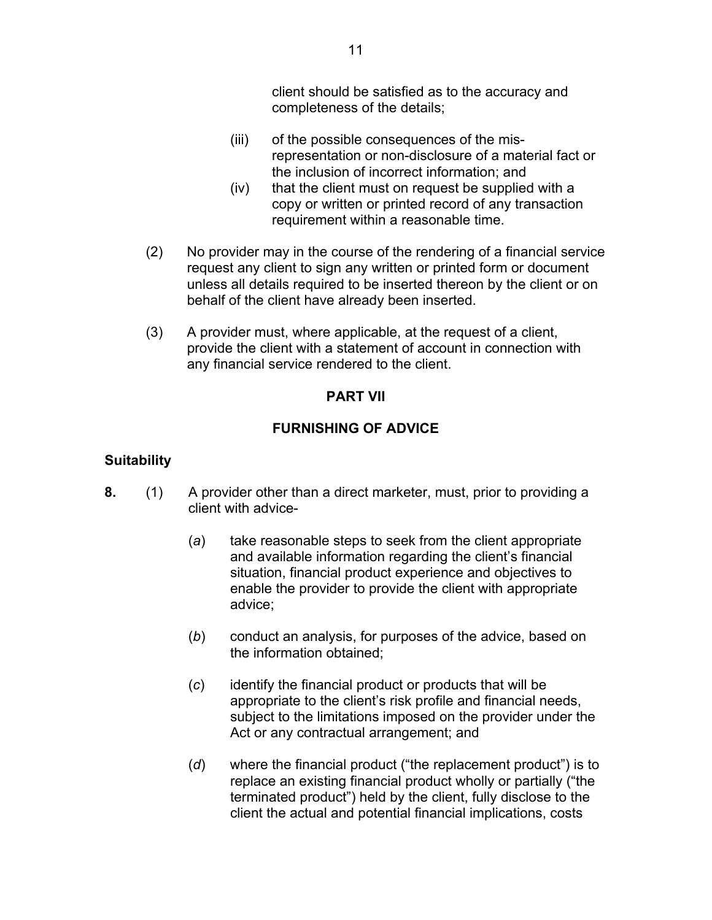client should be satisfied as to the accuracy and completeness of the details;

(iii) of the possible consequences of the mis-representation or non-disclosure of a material fact or the inclusion of incorrect information; and

(iv) that the client must on request be supplied with a copy or written or printed record of any transaction requirement within a reasonable time.

(2) No provider may in the course of the rendering of a financial service request any client to sign any written or printed form or document unless all details required to be inserted thereon by the client or on behalf of the client have already been inserted.

(3) A provider must, where applicable, at the request of a client, provide the client with a statement of account in connection with any financial service rendered to the client.

## PART VII

## FURNISHING OF ADVICE

### Suitability

**8.** (1) A provider other than a direct marketer, must, prior to providing a client with advice-

(*a*) take reasonable steps to seek from the client appropriate and available information regarding the client's financial situation, financial product experience and objectives to enable the provider to provide the client with appropriate advice;

(*b*) conduct an analysis, for purposes of the advice, based on the information obtained;

(*c*) identify the financial product or products that will be appropriate to the client's risk profile and financial needs, subject to the limitations imposed on the provider under the Act or any contractual arrangement; and

(*d*) where the financial product ("the replacement product") is to replace an existing financial product wholly or partially ("the terminated product") held by the client, fully disclose to the client the actual and potential financial implications, costs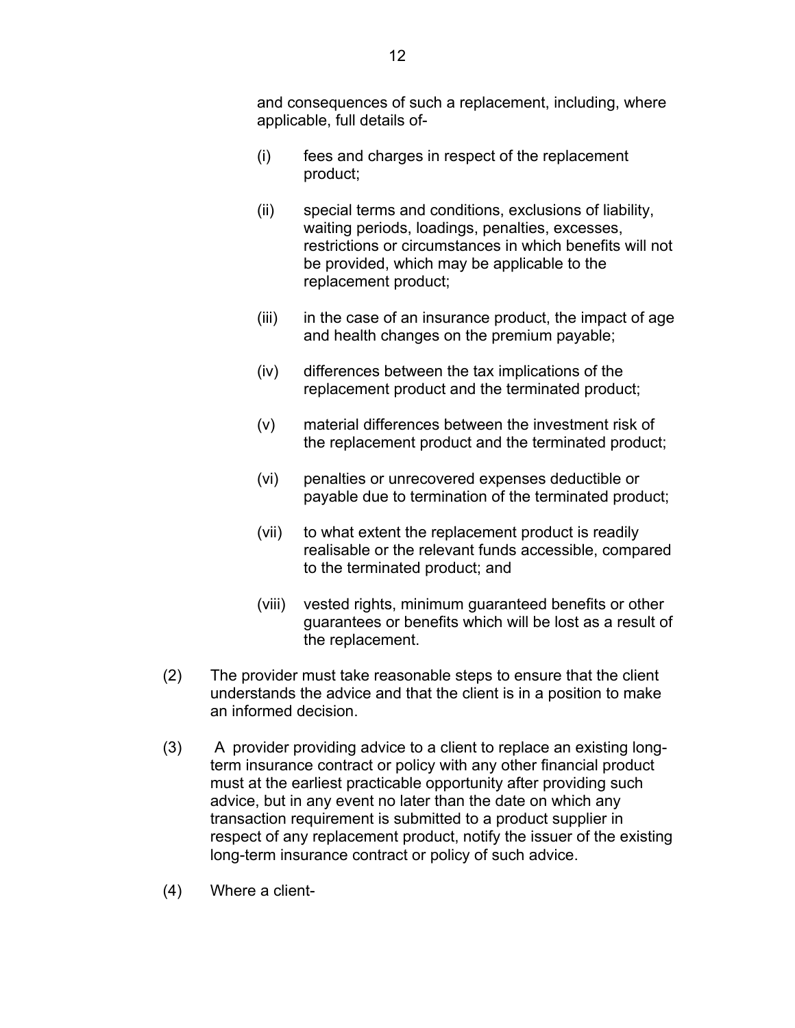and consequences of such a replacement, including, where applicable, full details of-

(i) fees and charges in respect of the replacement product;

(ii) special terms and conditions, exclusions of liability, waiting periods, loadings, penalties, excesses, restrictions or circumstances in which benefits will not be provided, which may be applicable to the replacement product;

(iii) in the case of an insurance product, the impact of age and health changes on the premium payable;

(iv) differences between the tax implications of the replacement product and the terminated product;

(v) material differences between the investment risk of the replacement product and the terminated product;

(vi) penalties or unrecovered expenses deductible or payable due to termination of the terminated product;

(vii) to what extent the replacement product is readily realisable or the relevant funds accessible, compared to the terminated product; and

(viii) vested rights, minimum guaranteed benefits or other guarantees or benefits which will be lost as a result of the replacement.

(2) The provider must take reasonable steps to ensure that the client understands the advice and that the client is in a position to make an informed decision.

(3) A provider providing advice to a client to replace an existing long-term insurance contract or policy with any other financial product must at the earliest practicable opportunity after providing such advice, but in any event no later than the date on which any transaction requirement is submitted to a product supplier in respect of any replacement product, notify the issuer of the existing long-term insurance contract or policy of such advice.

(4) Where a client-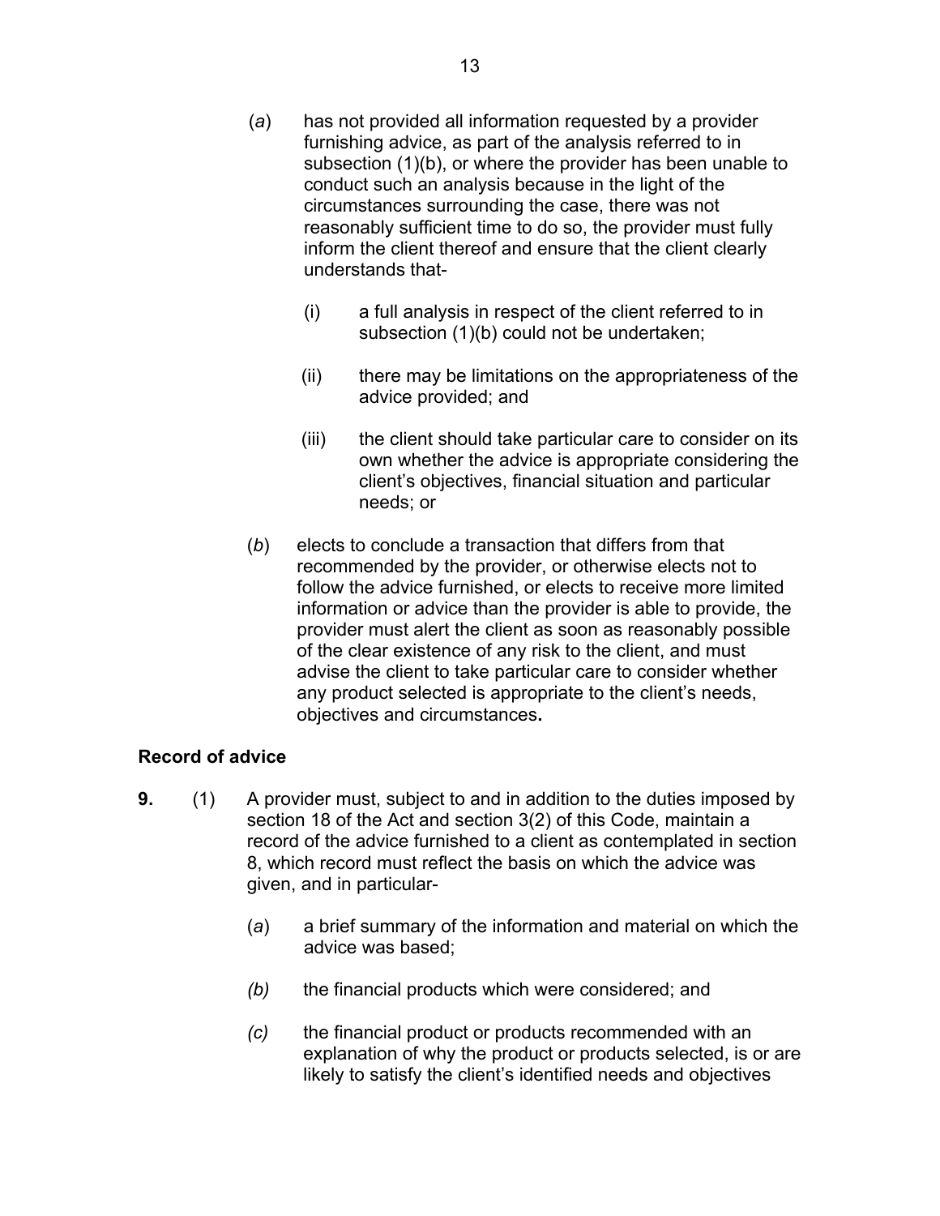(*a*) has not provided all information requested by a provider furnishing advice, as part of the analysis referred to in subsection (1)(b), or where the provider has been unable to conduct such an analysis because in the light of the circumstances surrounding the case, there was not reasonably sufficient time to do so, the provider must fully inform the client thereof and ensure that the client clearly understands that-

   (i) a full analysis in respect of the client referred to in subsection (1)(b) could not be undertaken;

   (ii) there may be limitations on the appropriateness of the advice provided; and

   (iii) the client should take particular care to consider on its own whether the advice is appropriate considering the client's objectives, financial situation and particular needs; or

(*b*) elects to conclude a transaction that differs from that recommended by the provider, or otherwise elects not to follow the advice furnished, or elects to receive more limited information or advice than the provider is able to provide, the provider must alert the client as soon as reasonably possible of the clear existence of any risk to the client, and must advise the client to take particular care to consider whether any product selected is appropriate to the client's needs, objectives and circumstances**.**

**Record of advice**

**9.** (1) A provider must, subject to and in addition to the duties imposed by section 18 of the Act and section 3(2) of this Code, maintain a record of the advice furnished to a client as contemplated in section 8, which record must reflect the basis on which the advice was given, and in particular-

(*a*) a brief summary of the information and material on which the advice was based;

*(b)* the financial products which were considered; and

*(c)* the financial product or products recommended with an explanation of why the product or products selected, is or are likely to satisfy the client's identified needs and objectives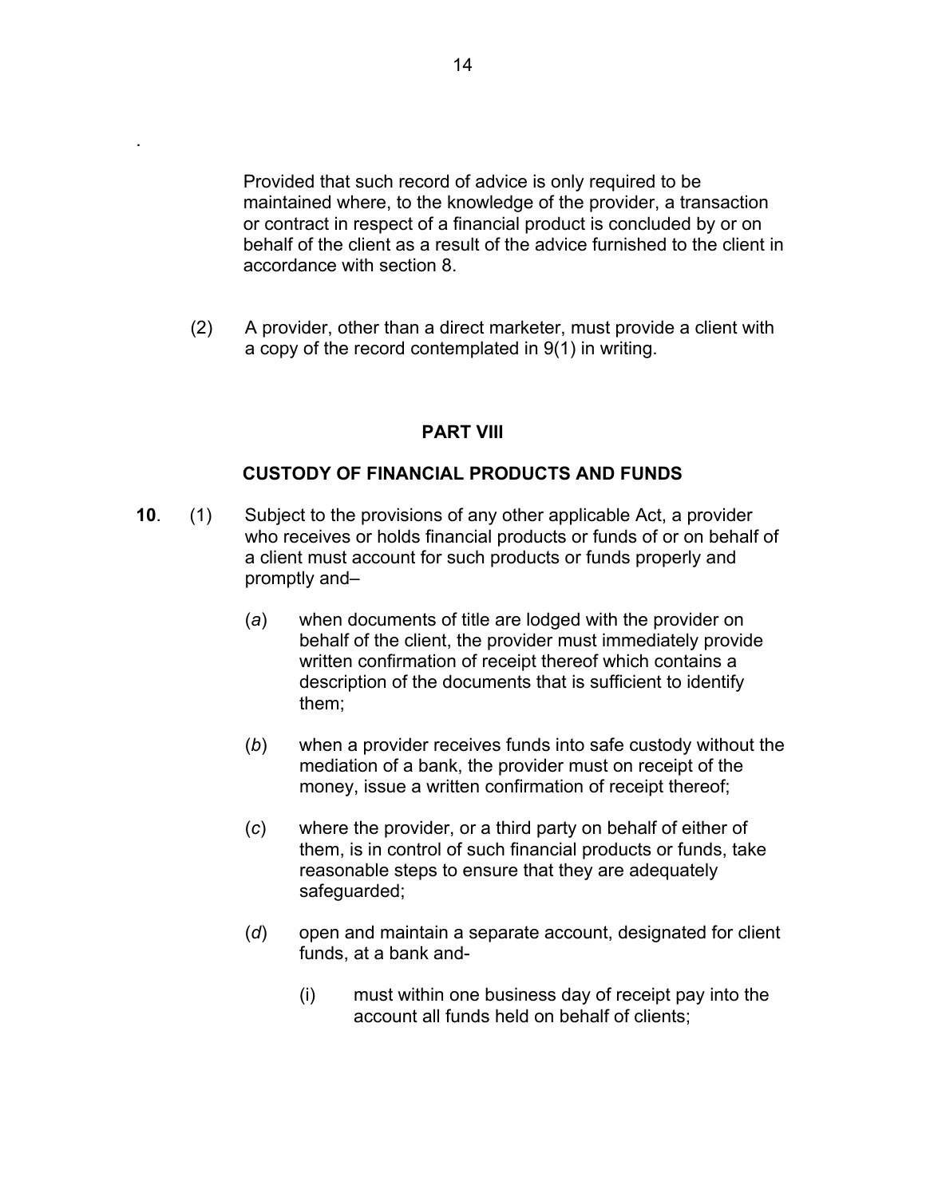Provided that such record of advice is only required to be maintained where, to the knowledge of the provider, a transaction or contract in respect of a financial product is concluded by or on behalf of the client as a result of the advice furnished to the client in accordance with section 8.

(2) A provider, other than a direct marketer, must provide a client with a copy of the record contemplated in 9(1) in writing.

## PART VIII

## CUSTODY OF FINANCIAL PRODUCTS AND FUNDS

**10**. (1) Subject to the provisions of any other applicable Act, a provider who receives or holds financial products or funds of or on behalf of a client must account for such products or funds properly and promptly and–

(*a*) when documents of title are lodged with the provider on behalf of the client, the provider must immediately provide written confirmation of receipt thereof which contains a description of the documents that is sufficient to identify them;

(*b*) when a provider receives funds into safe custody without the mediation of a bank, the provider must on receipt of the money, issue a written confirmation of receipt thereof;

(*c*) where the provider, or a third party on behalf of either of them, is in control of such financial products or funds, take reasonable steps to ensure that they are adequately safeguarded;

(*d*) open and maintain a separate account, designated for client funds, at a bank and-

(i) must within one business day of receipt pay into the account all funds held on behalf of clients;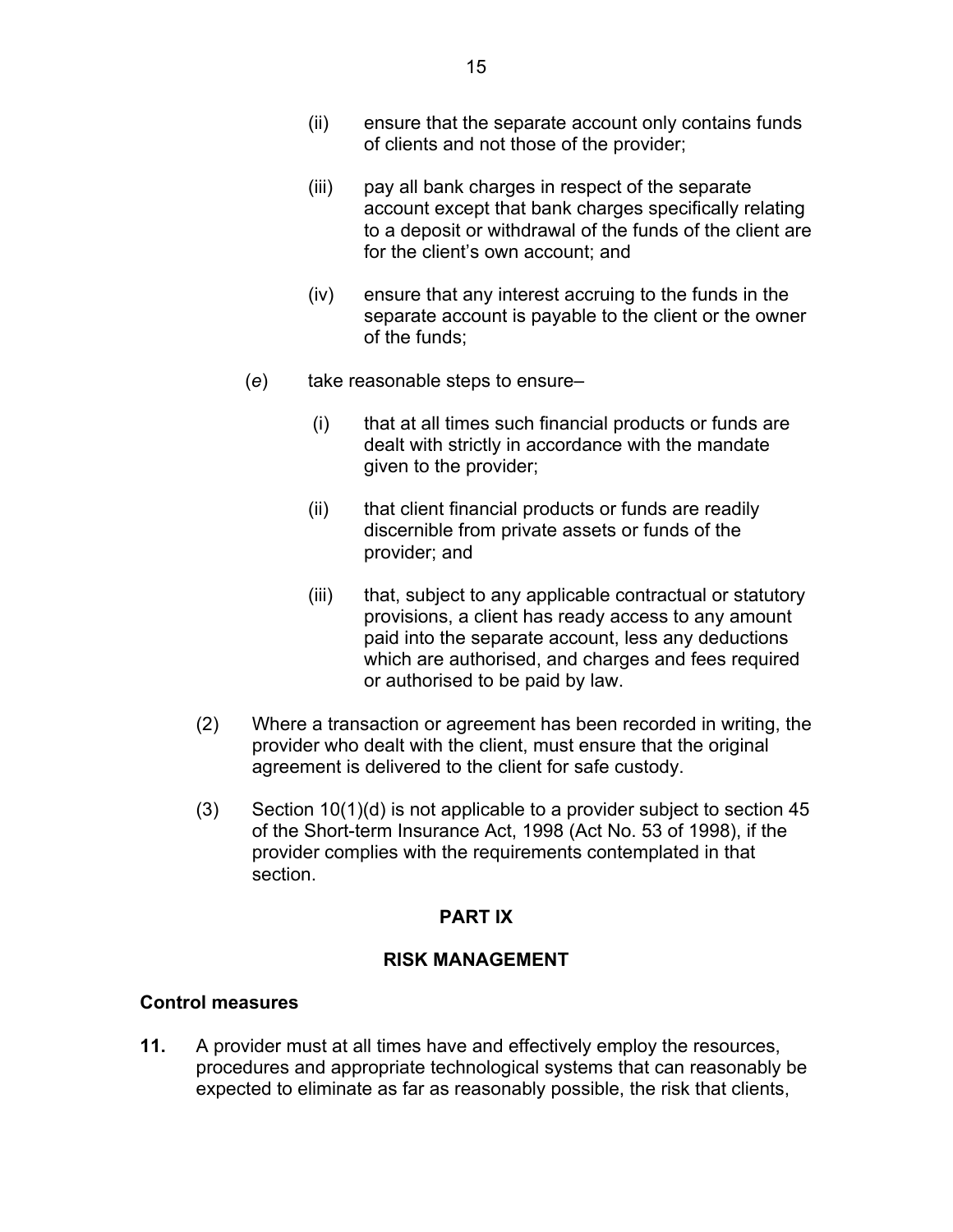(ii) ensure that the separate account only contains funds of clients and not those of the provider;

(iii) pay all bank charges in respect of the separate account except that bank charges specifically relating to a deposit or withdrawal of the funds of the client are for the client's own account; and

(iv) ensure that any interest accruing to the funds in the separate account is payable to the client or the owner of the funds;

(*e*) take reasonable steps to ensure–

(i) that at all times such financial products or funds are dealt with strictly in accordance with the mandate given to the provider;

(ii) that client financial products or funds are readily discernible from private assets or funds of the provider; and

(iii) that, subject to any applicable contractual or statutory provisions, a client has ready access to any amount paid into the separate account, less any deductions which are authorised, and charges and fees required or authorised to be paid by law.

(2) Where a transaction or agreement has been recorded in writing, the provider who dealt with the client, must ensure that the original agreement is delivered to the client for safe custody.

(3) Section 10(1)(d) is not applicable to a provider subject to section 45 of the Short-term Insurance Act, 1998 (Act No. 53 of 1998), if the provider complies with the requirements contemplated in that section.

## PART IX

## RISK MANAGEMENT

**Control measures**

**11.** A provider must at all times have and effectively employ the resources, procedures and appropriate technological systems that can reasonably be expected to eliminate as far as reasonably possible, the risk that clients,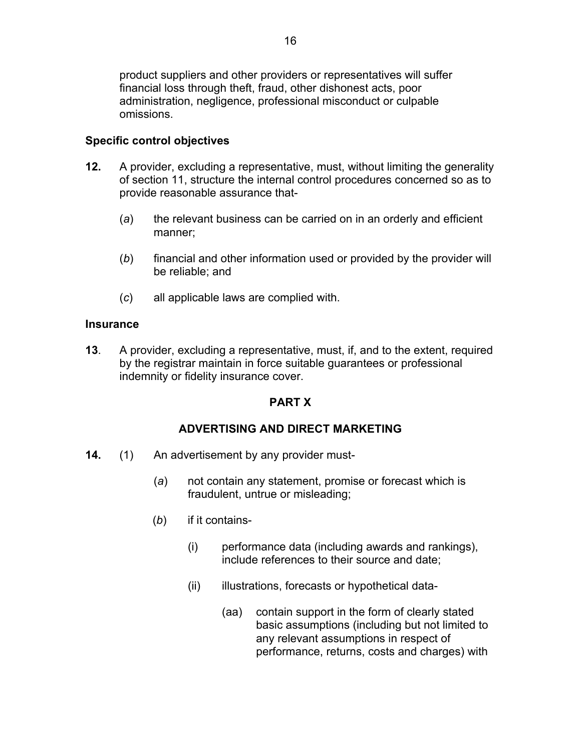product suppliers and other providers or representatives will suffer financial loss through theft, fraud, other dishonest acts, poor administration, negligence, professional misconduct or culpable omissions.

**Specific control objectives**

**12.** A provider, excluding a representative, must, without limiting the generality of section 11, structure the internal control procedures concerned so as to provide reasonable assurance that-

(*a*) the relevant business can be carried on in an orderly and efficient manner;

(*b*) financial and other information used or provided by the provider will be reliable; and

(*c*) all applicable laws are complied with.

**Insurance**

**13**. A provider, excluding a representative, must, if, and to the extent, required by the registrar maintain in force suitable guarantees or professional indemnity or fidelity insurance cover.

## PART X

## ADVERTISING AND DIRECT MARKETING

**14.** (1) An advertisement by any provider must-

(*a*) not contain any statement, promise or forecast which is fraudulent, untrue or misleading;

(*b*) if it contains-

(i) performance data (including awards and rankings), include references to their source and date;

(ii) illustrations, forecasts or hypothetical data-

(aa) contain support in the form of clearly stated basic assumptions (including but not limited to any relevant assumptions in respect of performance, returns, costs and charges) with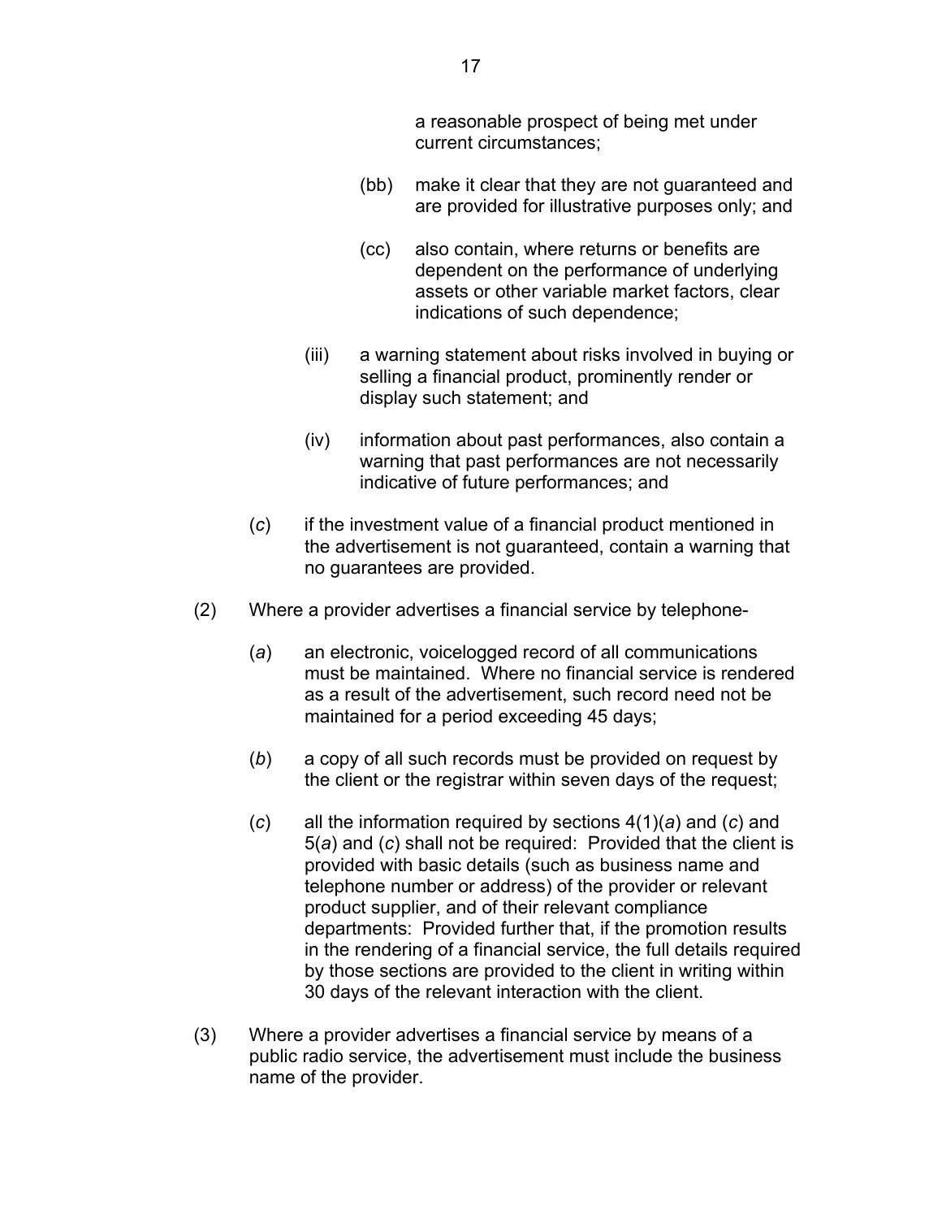a reasonable prospect of being met under current circumstances;

(bb) make it clear that they are not guaranteed and are provided for illustrative purposes only; and

(cc) also contain, where returns or benefits are dependent on the performance of underlying assets or other variable market factors, clear indications of such dependence;

(iii) a warning statement about risks involved in buying or selling a financial product, prominently render or display such statement; and

(iv) information about past performances, also contain a warning that past performances are not necessarily indicative of future performances; and

(*c*) if the investment value of a financial product mentioned in the advertisement is not guaranteed, contain a warning that no guarantees are provided.

(2) Where a provider advertises a financial service by telephone-

(*a*) an electronic, voicelogged record of all communications must be maintained. Where no financial service is rendered as a result of the advertisement, such record need not be maintained for a period exceeding 45 days;

(*b*) a copy of all such records must be provided on request by the client or the registrar within seven days of the request;

(*c*) all the information required by sections 4(1)(*a*) and (*c*) and 5(*a*) and (*c*) shall not be required: Provided that the client is provided with basic details (such as business name and telephone number or address) of the provider or relevant product supplier, and of their relevant compliance departments: Provided further that, if the promotion results in the rendering of a financial service, the full details required by those sections are provided to the client in writing within 30 days of the relevant interaction with the client.

(3) Where a provider advertises a financial service by means of a public radio service, the advertisement must include the business name of the provider.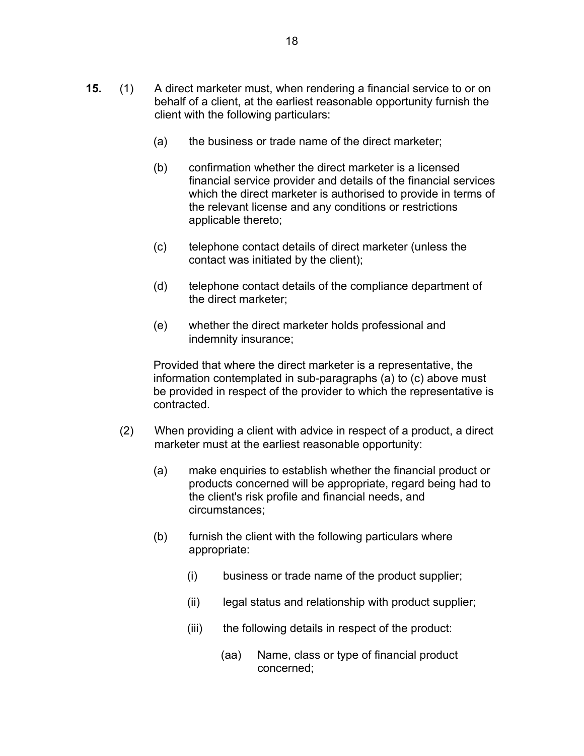**15.** (1) A direct marketer must, when rendering a financial service to or on behalf of a client, at the earliest reasonable opportunity furnish the client with the following particulars:

(a) the business or trade name of the direct marketer;

(b) confirmation whether the direct marketer is a licensed financial service provider and details of the financial services which the direct marketer is authorised to provide in terms of the relevant license and any conditions or restrictions applicable thereto;

(c) telephone contact details of direct marketer (unless the contact was initiated by the client);

(d) telephone contact details of the compliance department of the direct marketer;

(e) whether the direct marketer holds professional and indemnity insurance;

Provided that where the direct marketer is a representative, the information contemplated in sub-paragraphs (a) to (c) above must be provided in respect of the provider to which the representative is contracted.

(2) When providing a client with advice in respect of a product, a direct marketer must at the earliest reasonable opportunity:

(a) make enquiries to establish whether the financial product or products concerned will be appropriate, regard being had to the client's risk profile and financial needs, and circumstances;

(b) furnish the client with the following particulars where appropriate:

(i) business or trade name of the product supplier;

(ii) legal status and relationship with product supplier;

(iii) the following details in respect of the product:

(aa) Name, class or type of financial product concerned;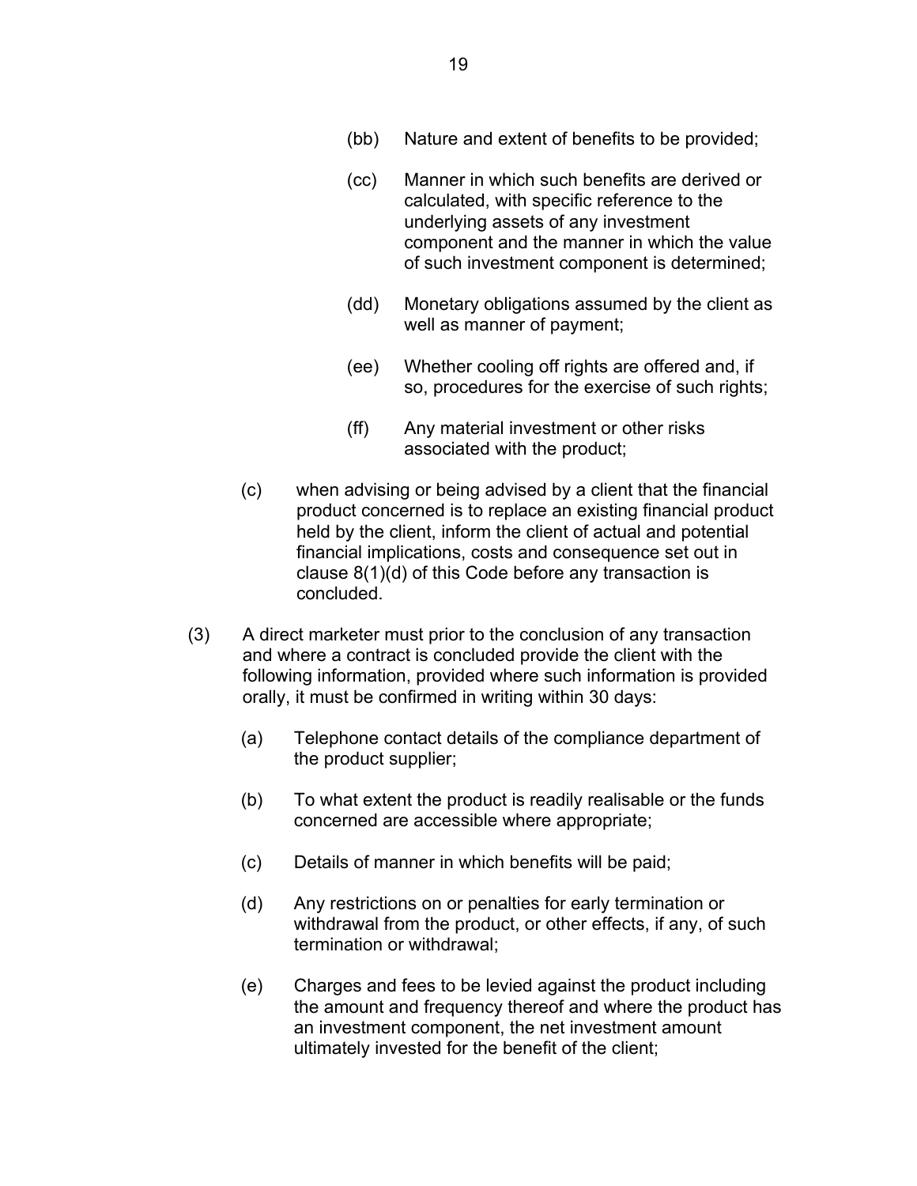(bb) Nature and extent of benefits to be provided;

(cc) Manner in which such benefits are derived or calculated, with specific reference to the underlying assets of any investment component and the manner in which the value of such investment component is determined;

(dd) Monetary obligations assumed by the client as well as manner of payment;

(ee) Whether cooling off rights are offered and, if so, procedures for the exercise of such rights;

(ff) Any material investment or other risks associated with the product;

(c) when advising or being advised by a client that the financial product concerned is to replace an existing financial product held by the client, inform the client of actual and potential financial implications, costs and consequence set out in clause 8(1)(d) of this Code before any transaction is concluded.

(3) A direct marketer must prior to the conclusion of any transaction and where a contract is concluded provide the client with the following information, provided where such information is provided orally, it must be confirmed in writing within 30 days:

(a) Telephone contact details of the compliance department of the product supplier;

(b) To what extent the product is readily realisable or the funds concerned are accessible where appropriate;

(c) Details of manner in which benefits will be paid;

(d) Any restrictions on or penalties for early termination or withdrawal from the product, or other effects, if any, of such termination or withdrawal;

(e) Charges and fees to be levied against the product including the amount and frequency thereof and where the product has an investment component, the net investment amount ultimately invested for the benefit of the client;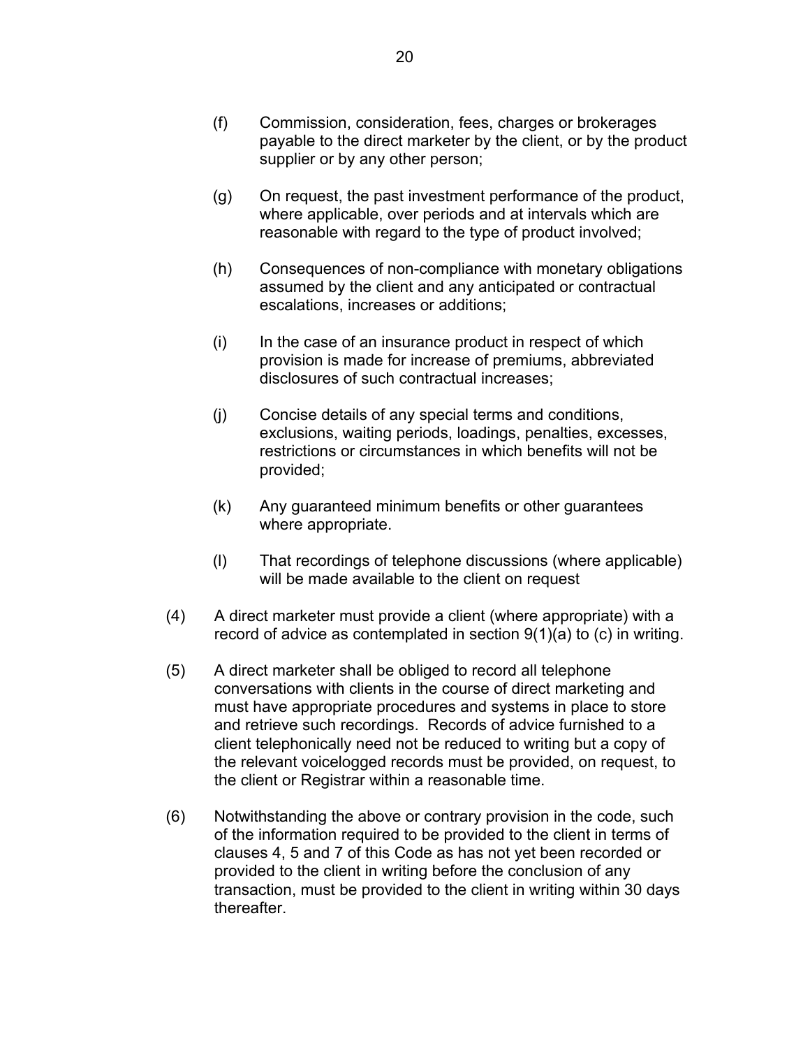(f) Commission, consideration, fees, charges or brokerages payable to the direct marketer by the client, or by the product supplier or by any other person;

(g) On request, the past investment performance of the product, where applicable, over periods and at intervals which are reasonable with regard to the type of product involved;

(h) Consequences of non-compliance with monetary obligations assumed by the client and any anticipated or contractual escalations, increases or additions;

(i) In the case of an insurance product in respect of which provision is made for increase of premiums, abbreviated disclosures of such contractual increases;

(j) Concise details of any special terms and conditions, exclusions, waiting periods, loadings, penalties, excesses, restrictions or circumstances in which benefits will not be provided;

(k) Any guaranteed minimum benefits or other guarantees where appropriate.

(l) That recordings of telephone discussions (where applicable) will be made available to the client on request

(4) A direct marketer must provide a client (where appropriate) with a record of advice as contemplated in section 9(1)(a) to (c) in writing.

(5) A direct marketer shall be obliged to record all telephone conversations with clients in the course of direct marketing and must have appropriate procedures and systems in place to store and retrieve such recordings. Records of advice furnished to a client telephonically need not be reduced to writing but a copy of the relevant voicelogged records must be provided, on request, to the client or Registrar within a reasonable time.

(6) Notwithstanding the above or contrary provision in the code, such of the information required to be provided to the client in terms of clauses 4, 5 and 7 of this Code as has not yet been recorded or provided to the client in writing before the conclusion of any transaction, must be provided to the client in writing within 30 days thereafter.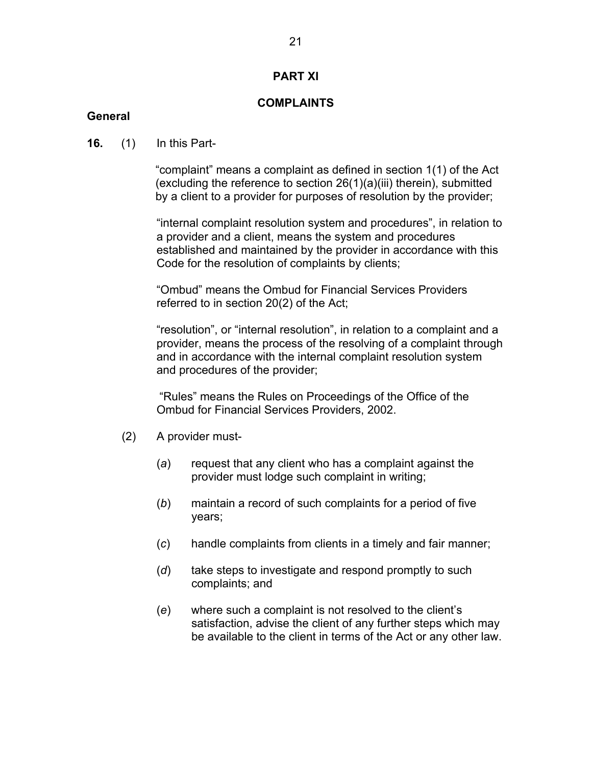## PART XI

## COMPLAINTS

**General**

**16.** (1) In this Part-

"complaint" means a complaint as defined in section 1(1) of the Act (excluding the reference to section 26(1)(a)(iii) therein), submitted by a client to a provider for purposes of resolution by the provider;

"internal complaint resolution system and procedures", in relation to a provider and a client, means the system and procedures established and maintained by the provider in accordance with this Code for the resolution of complaints by clients;

"Ombud" means the Ombud for Financial Services Providers referred to in section 20(2) of the Act;

"resolution", or "internal resolution", in relation to a complaint and a provider, means the process of the resolving of a complaint through and in accordance with the internal complaint resolution system and procedures of the provider;

"Rules" means the Rules on Proceedings of the Office of the Ombud for Financial Services Providers, 2002.

(2) A provider must-

(*a*) request that any client who has a complaint against the provider must lodge such complaint in writing;

(*b*) maintain a record of such complaints for a period of five years;

(*c*) handle complaints from clients in a timely and fair manner;

(*d*) take steps to investigate and respond promptly to such complaints; and

(*e*) where such a complaint is not resolved to the client's satisfaction, advise the client of any further steps which may be available to the client in terms of the Act or any other law.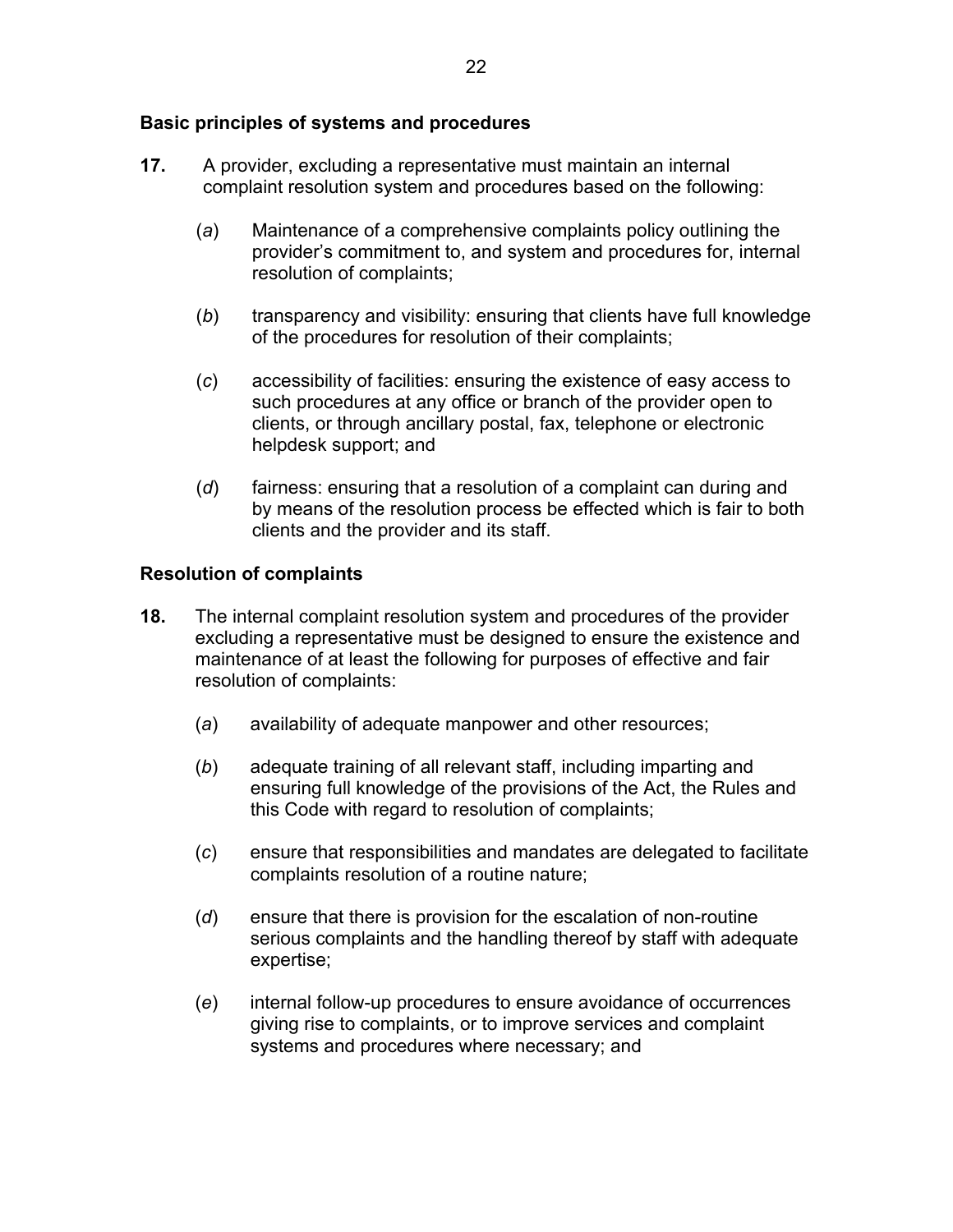### Basic principles of systems and procedures

**17.** A provider, excluding a representative must maintain an internal complaint resolution system and procedures based on the following:

(*a*) Maintenance of a comprehensive complaints policy outlining the provider's commitment to, and system and procedures for, internal resolution of complaints;

(*b*) transparency and visibility: ensuring that clients have full knowledge of the procedures for resolution of their complaints;

(*c*) accessibility of facilities: ensuring the existence of easy access to such procedures at any office or branch of the provider open to clients, or through ancillary postal, fax, telephone or electronic helpdesk support; and

(*d*) fairness: ensuring that a resolution of a complaint can during and by means of the resolution process be effected which is fair to both clients and the provider and its staff.

### Resolution of complaints

**18.** The internal complaint resolution system and procedures of the provider excluding a representative must be designed to ensure the existence and maintenance of at least the following for purposes of effective and fair resolution of complaints:

(*a*) availability of adequate manpower and other resources;

(*b*) adequate training of all relevant staff, including imparting and ensuring full knowledge of the provisions of the Act, the Rules and this Code with regard to resolution of complaints;

(*c*) ensure that responsibilities and mandates are delegated to facilitate complaints resolution of a routine nature;

(*d*) ensure that there is provision for the escalation of non-routine serious complaints and the handling thereof by staff with adequate expertise;

(*e*) internal follow-up procedures to ensure avoidance of occurrences giving rise to complaints, or to improve services and complaint systems and procedures where necessary; and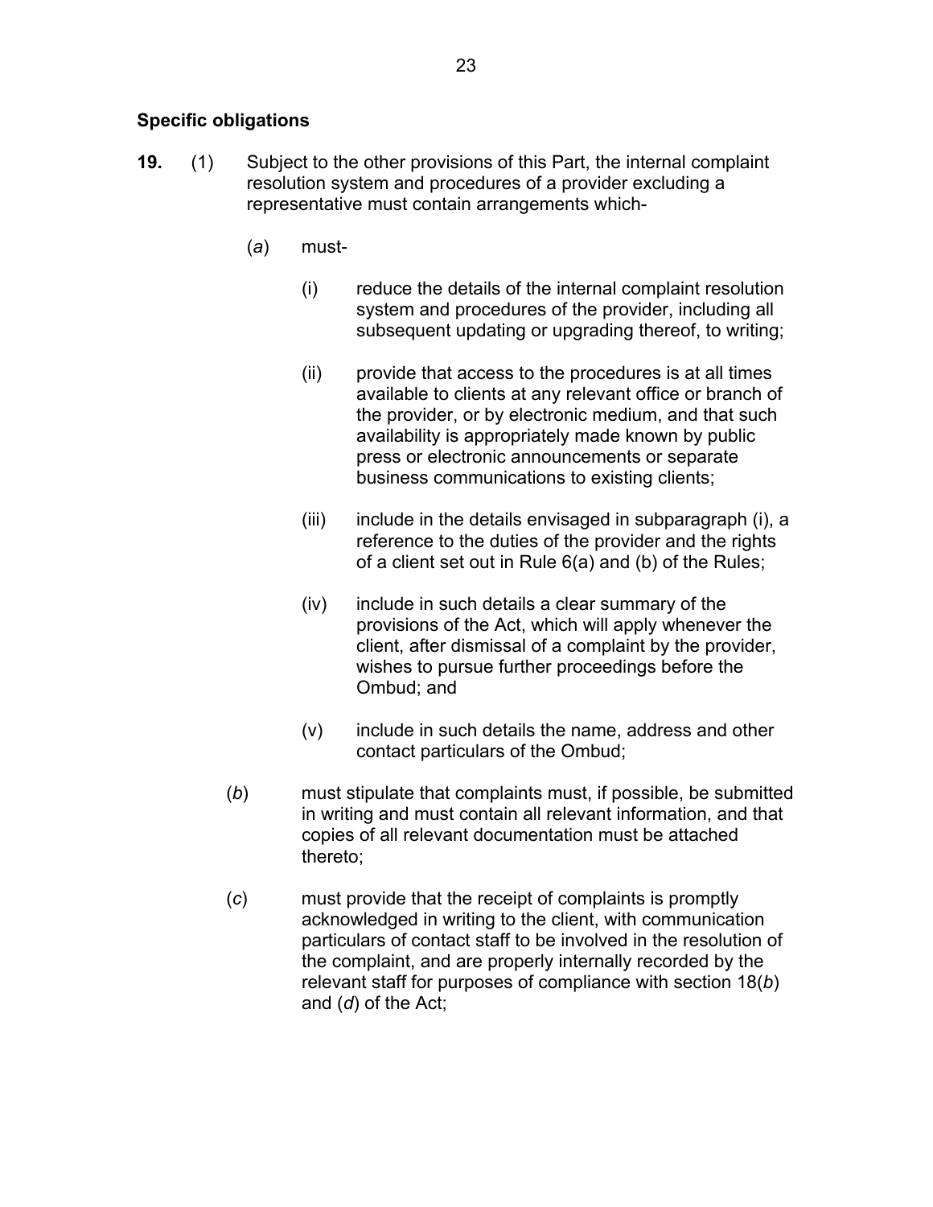**Specific obligations**

**19.** (1) Subject to the other provisions of this Part, the internal complaint resolution system and procedures of a provider excluding a representative must contain arrangements which-

(*a*) must-

(i) reduce the details of the internal complaint resolution system and procedures of the provider, including all subsequent updating or upgrading thereof, to writing;

(ii) provide that access to the procedures is at all times available to clients at any relevant office or branch of the provider, or by electronic medium, and that such availability is appropriately made known by public press or electronic announcements or separate business communications to existing clients;

(iii) include in the details envisaged in subparagraph (i), a reference to the duties of the provider and the rights of a client set out in Rule 6(a) and (b) of the Rules;

(iv) include in such details a clear summary of the provisions of the Act, which will apply whenever the client, after dismissal of a complaint by the provider, wishes to pursue further proceedings before the Ombud; and

(v) include in such details the name, address and other contact particulars of the Ombud;

(*b*) must stipulate that complaints must, if possible, be submitted in writing and must contain all relevant information, and that copies of all relevant documentation must be attached thereto;

(*c*) must provide that the receipt of complaints is promptly acknowledged in writing to the client, with communication particulars of contact staff to be involved in the resolution of the complaint, and are properly internally recorded by the relevant staff for purposes of compliance with section 18(*b*) and (*d*) of the Act;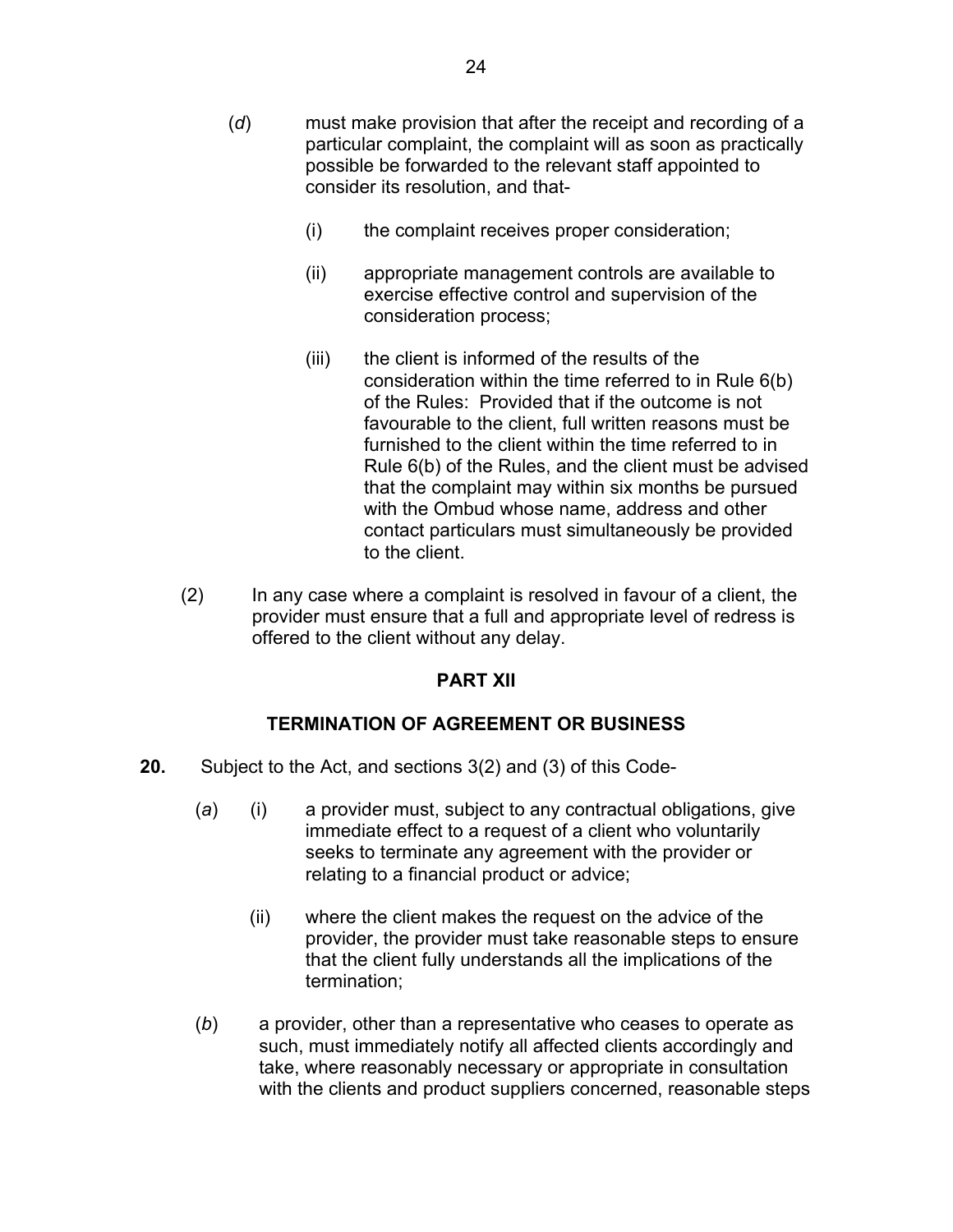(*d*) must make provision that after the receipt and recording of a particular complaint, the complaint will as soon as practically possible be forwarded to the relevant staff appointed to consider its resolution, and that-

(i) the complaint receives proper consideration;

(ii) appropriate management controls are available to exercise effective control and supervision of the consideration process;

(iii) the client is informed of the results of the consideration within the time referred to in Rule 6(b) of the Rules: Provided that if the outcome is not favourable to the client, full written reasons must be furnished to the client within the time referred to in Rule 6(b) of the Rules, and the client must be advised that the complaint may within six months be pursued with the Ombud whose name, address and other contact particulars must simultaneously be provided to the client.

(2) In any case where a complaint is resolved in favour of a client, the provider must ensure that a full and appropriate level of redress is offered to the client without any delay.

## PART XII

## TERMINATION OF AGREEMENT OR BUSINESS

**20.** Subject to the Act, and sections 3(2) and (3) of this Code-

(*a*) (i) a provider must, subject to any contractual obligations, give immediate effect to a request of a client who voluntarily seeks to terminate any agreement with the provider or relating to a financial product or advice;

(ii) where the client makes the request on the advice of the provider, the provider must take reasonable steps to ensure that the client fully understands all the implications of the termination;

(*b*) a provider, other than a representative who ceases to operate as such, must immediately notify all affected clients accordingly and take, where reasonably necessary or appropriate in consultation with the clients and product suppliers concerned, reasonable steps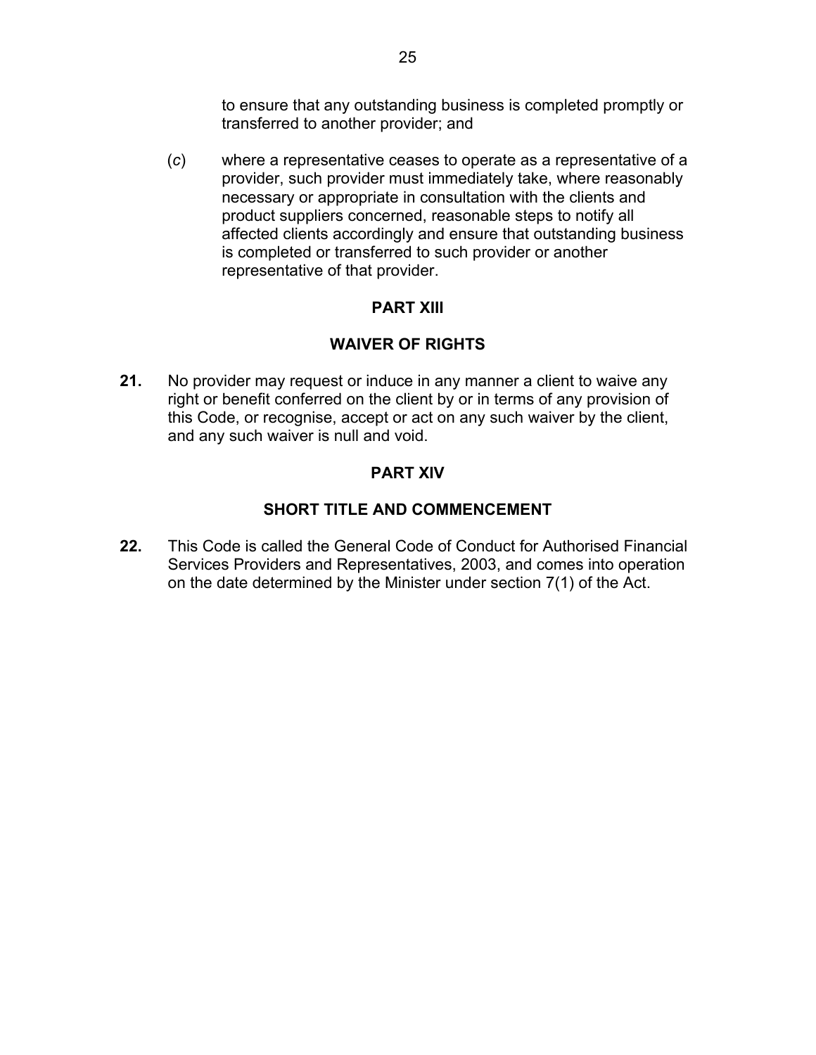to ensure that any outstanding business is completed promptly or transferred to another provider; and

(*c*) where a representative ceases to operate as a representative of a provider, such provider must immediately take, where reasonably necessary or appropriate in consultation with the clients and product suppliers concerned, reasonable steps to notify all affected clients accordingly and ensure that outstanding business is completed or transferred to such provider or another representative of that provider.

## PART XIII

## WAIVER OF RIGHTS

**21.** No provider may request or induce in any manner a client to waive any right or benefit conferred on the client by or in terms of any provision of this Code, or recognise, accept or act on any such waiver by the client, and any such waiver is null and void.

## PART XIV

## SHORT TITLE AND COMMENCEMENT

**22.** This Code is called the General Code of Conduct for Authorised Financial Services Providers and Representatives, 2003, and comes into operation on the date determined by the Minister under section 7(1) of the Act.